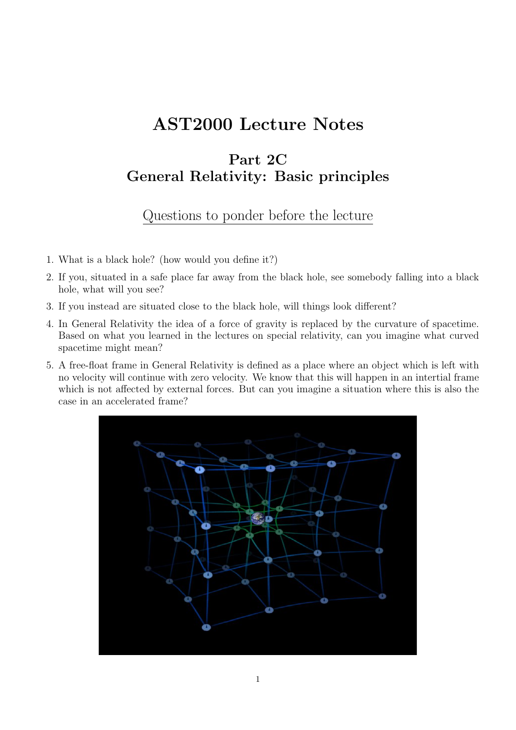# AST2000 Lecture Notes

## Part 2C
## General Relativity: Basic principles

### Questions to ponder before the lecture

1. What is a black hole? (how would you define it?)
2. If you, situated in a safe place far away from the black hole, see somebody falling into a black hole, what will you see?
3. If you instead are situated close to the black hole, will things look different?
4. In General Relativity the idea of a force of gravity is replaced by the curvature of spacetime. Based on what you learned in the lectures on special relativity, can you imagine what curved spacetime might mean?
5. A free-float frame in General Relativity is defined as a place where an object which is left with no velocity will continue with zero velocity. We know that this will happen in an intertial frame which is not affected by external forces. But can you imagine a situation where this is also the case in an accelerated frame?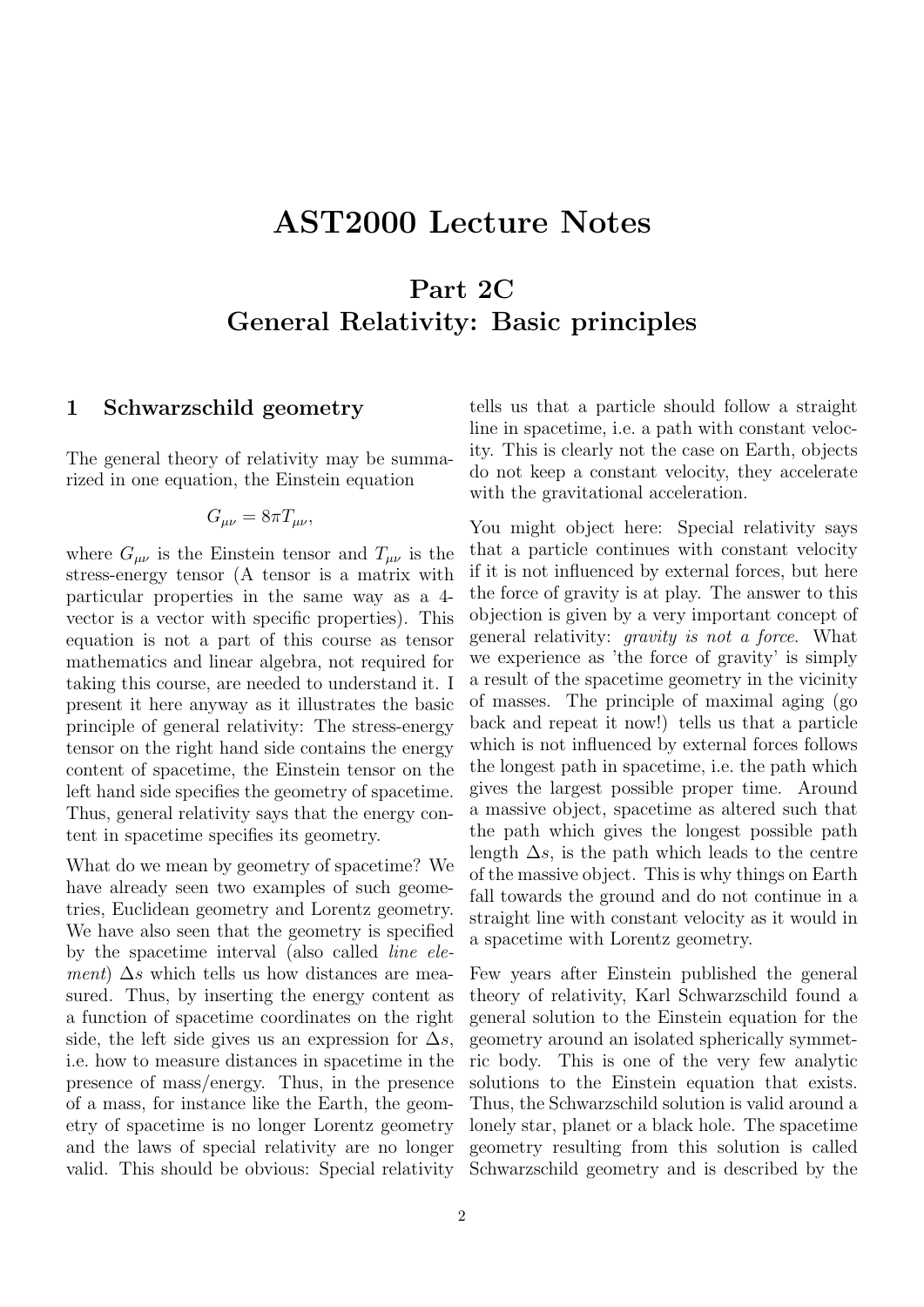# AST2000 Lecture Notes

## Part 2C
## General Relativity: Basic principles

## 1 Schwarzschild geometry

The general theory of relativity may be summarized in one equation, the Einstein equation

$$G_{\mu\nu} = 8\pi T_{\mu\nu},$$

where $G_{\mu\nu}$ is the Einstein tensor and $T_{\mu\nu}$ is the stress-energy tensor (A tensor is a matrix with particular properties in the same way as a 4-vector is a vector with specific properties). This equation is not a part of this course as tensor mathematics and linear algebra, not required for taking this course, are needed to understand it. I present it here anyway as it illustrates the basic principle of general relativity: The stress-energy tensor on the right hand side contains the energy content of spacetime, the Einstein tensor on the left hand side specifies the geometry of spacetime. Thus, general relativity says that the energy content in spacetime specifies its geometry.

What do we mean by geometry of spacetime? We have already seen two examples of such geometries, Euclidean geometry and Lorentz geometry. We have also seen that the geometry is specified by the spacetime interval (also called *line element*) $\Delta s$ which tells us how distances are measured. Thus, by inserting the energy content as a function of spacetime coordinates on the right side, the left side gives us an expression for $\Delta s$, i.e. how to measure distances in spacetime in the presence of mass/energy. Thus, in the presence of a mass, for instance like the Earth, the geometry of spacetime is no longer Lorentz geometry and the laws of special relativity are no longer valid. This should be obvious: Special relativity tells us that a particle should follow a straight line in spacetime, i.e. a path with constant velocity. This is clearly not the case on Earth, objects do not keep a constant velocity, they accelerate with the gravitational acceleration.

You might object here: Special relativity says that a particle continues with constant velocity if it is not influenced by external forces, but here the force of gravity is at play. The answer to this objection is given by a very important concept of general relativity: *gravity is not a force*. What we experience as 'the force of gravity' is simply a result of the spacetime geometry in the vicinity of masses. The principle of maximal aging (go back and repeat it now!) tells us that a particle which is not influenced by external forces follows the longest path in spacetime, i.e. the path which gives the largest possible proper time. Around a massive object, spacetime as altered such that the path which gives the longest possible path length $\Delta s$, is the path which leads to the centre of the massive object. This is why things on Earth fall towards the ground and do not continue in a straight line with constant velocity as it would in a spacetime with Lorentz geometry.

Few years after Einstein published the general theory of relativity, Karl Schwarzschild found a general solution to the Einstein equation for the geometry around an isolated spherically symmetric body. This is one of the very few analytic solutions to the Einstein equation that exists. Thus, the Schwarzschild solution is valid around a lonely star, planet or a black hole. The spacetime geometry resulting from this solution is called Schwarzschild geometry and is described by the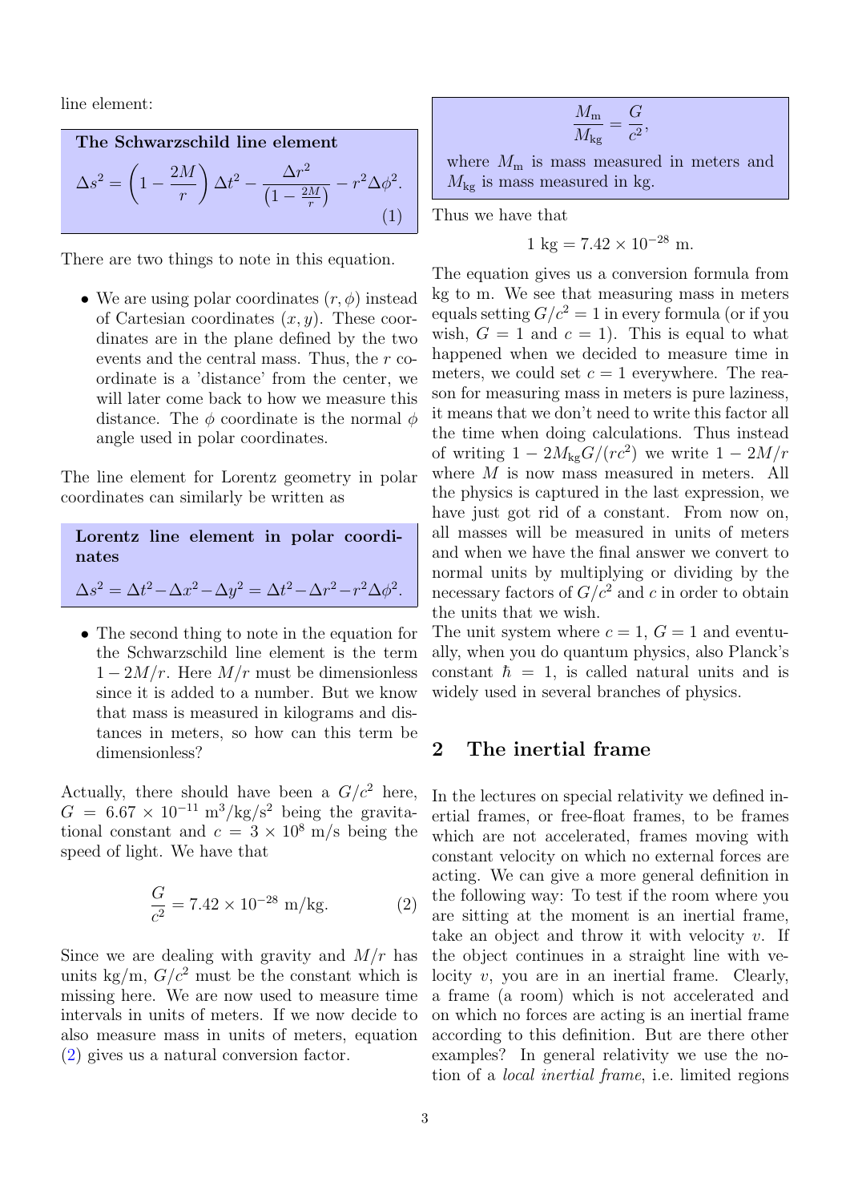line element:

**The Schwarzschild line element**

$$\Delta s^2 = \left(1 - \frac{2M}{r}\right)\Delta t^2 - \frac{\Delta r^2}{\left(1-\frac{2M}{r}\right)} - r^2\Delta\phi^2. \tag{1}$$

There are two things to note in this equation.

- We are using polar coordinates $(r, \phi)$ instead of Cartesian coordinates $(x, y)$. These coordinates are in the plane defined by the two events and the central mass. Thus, the $r$ coordinate is a 'distance' from the center, we will later come back to how we measure this distance. The $\phi$ coordinate is the normal $\phi$ angle used in polar coordinates.

The line element for Lorentz geometry in polar coordinates can similarly be written as

**Lorentz line element in polar coordinates**

$$\Delta s^2 = \Delta t^2 - \Delta x^2 - \Delta y^2 = \Delta t^2 - \Delta r^2 - r^2\Delta\phi^2.$$

- The second thing to note in the equation for the Schwarzschild line element is the term $1 - 2M/r$. Here $M/r$ must be dimensionless since it is added to a number. But we know that mass is measured in kilograms and distances in meters, so how can this term be dimensionless?

Actually, there should have been a $G/c^2$ here, $G = 6.67 \times 10^{-11}$ m$^3$/kg/s$^2$ being the gravitational constant and $c = 3 \times 10^8$ m/s being the speed of light. We have that

$$\frac{G}{c^2} = 7.42 \times 10^{-28} \text{ m/kg}. \tag{2}$$

Since we are dealing with gravity and $M/r$ has units kg/m, $G/c^2$ must be the constant which is missing here. We are now used to measure time intervals in units of meters. If we now decide to also measure mass in units of meters, equation (2) gives us a natural conversion factor.

$$\frac{M_{\text{m}}}{M_{\text{kg}}} = \frac{G}{c^2},$$

where $M_{\text{m}}$ is mass measured in meters and $M_{\text{kg}}$ is mass measured in kg.

Thus we have that

$$1 \text{ kg} = 7.42 \times 10^{-28} \text{ m}.$$

The equation gives us a conversion formula from kg to m. We see that measuring mass in meters equals setting $G/c^2 = 1$ in every formula (or if you wish, $G = 1$ and $c = 1$). This is equal to what happened when we decided to measure time in meters, we could set $c = 1$ everywhere. The reason for measuring mass in meters is pure laziness, it means that we don't need to write this factor all the time when doing calculations. Thus instead of writing $1 - 2M_{\text{kg}}G/(rc^2)$ we write $1 - 2M/r$ where $M$ is now mass measured in meters. All the physics is captured in the last expression, we have just got rid of a constant. From now on, all masses will be measured in units of meters and when we have the final answer we convert to normal units by multiplying or dividing by the necessary factors of $G/c^2$ and $c$ in order to obtain the units that we wish.

The unit system where $c = 1$, $G = 1$ and eventually, when you do quantum physics, also Planck's constant $\hbar = 1$, is called natural units and is widely used in several branches of physics.

## 2 The inertial frame

In the lectures on special relativity we defined inertial frames, or free-float frames, to be frames which are not accelerated, frames moving with constant velocity on which no external forces are acting. We can give a more general definition in the following way: To test if the room where you are sitting at the moment is an inertial frame, take an object and throw it with velocity $v$. If the object continues in a straight line with velocity $v$, you are in an inertial frame. Clearly, a frame (a room) which is not accelerated and on which no forces are acting is an inertial frame according to this definition. But are there other examples? In general relativity we use the notion of a *local inertial frame*, i.e. limited regions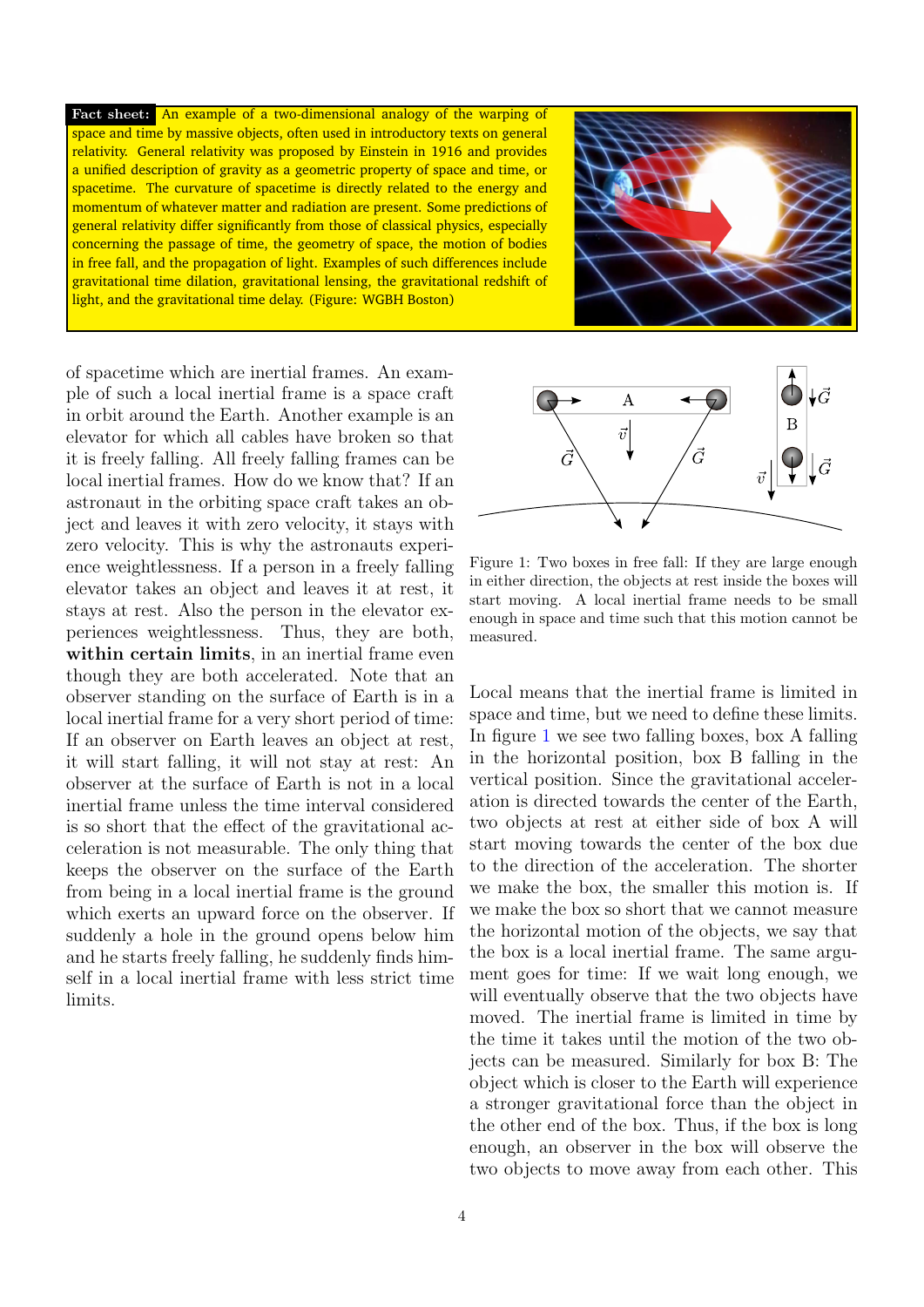**Fact sheet:** An example of a two-dimensional analogy of the warping of space and time by massive objects, often used in introductory texts on general relativity. General relativity was proposed by Einstein in 1916 and provides a unified description of gravity as a geometric property of space and time, or spacetime. The curvature of spacetime is directly related to the energy and momentum of whatever matter and radiation are present. Some predictions of general relativity differ significantly from those of classical physics, especially concerning the passage of time, the geometry of space, the motion of bodies in free fall, and the propagation of light. Examples of such differences include gravitational time dilation, gravitational lensing, the gravitational redshift of light, and the gravitational time delay. (Figure: WGBH Boston)

of spacetime which are inertial frames. An example of such a local inertial frame is a space craft in orbit around the Earth. Another example is an elevator for which all cables have broken so that it is freely falling. All freely falling frames can be local inertial frames. How do we know that? If an astronaut in the orbiting space craft takes an object and leaves it with zero velocity, it stays with zero velocity. This is why the astronauts experience weightlessness. If a person in a freely falling elevator takes an object and leaves it at rest, it stays at rest. Also the person in the elevator experiences weightlessness. Thus, they are both, **within certain limits**, in an inertial frame even though they are both accelerated. Note that an observer standing on the surface of Earth is in a local inertial frame for a very short period of time: If an observer on Earth leaves an object at rest, it will start falling, it will not stay at rest: An observer at the surface of Earth is not in a local inertial frame unless the time interval considered is so short that the effect of the gravitational acceleration is not measurable. The only thing that keeps the observer on the surface of the Earth from being in a local inertial frame is the ground which exerts an upward force on the observer. If suddenly a hole in the ground opens below him and he starts freely falling, he suddenly finds himself in a local inertial frame with less strict time limits.

Figure 1: Two boxes in free fall: If they are large enough in either direction, the objects at rest inside the boxes will start moving. A local inertial frame needs to be small enough in space and time such that this motion cannot be measured.

Local means that the inertial frame is limited in space and time, but we need to define these limits. In figure 1 we see two falling boxes, box A falling in the horizontal position, box B falling in the vertical position. Since the gravitational acceleration is directed towards the center of the Earth, two objects at rest at either side of box A will start moving towards the center of the box due to the direction of the acceleration. The shorter we make the box, the smaller this motion is. If we make the box so short that we cannot measure the horizontal motion of the objects, we say that the box is a local inertial frame. The same argument goes for time: If we wait long enough, we will eventually observe that the two objects have moved. The inertial frame is limited in time by the time it takes until the motion of the two objects can be measured. Similarly for box B: The object which is closer to the Earth will experience a stronger gravitational force than the object in the other end of the box. Thus, if the box is long enough, an observer in the box will observe the two objects to move away from each other. This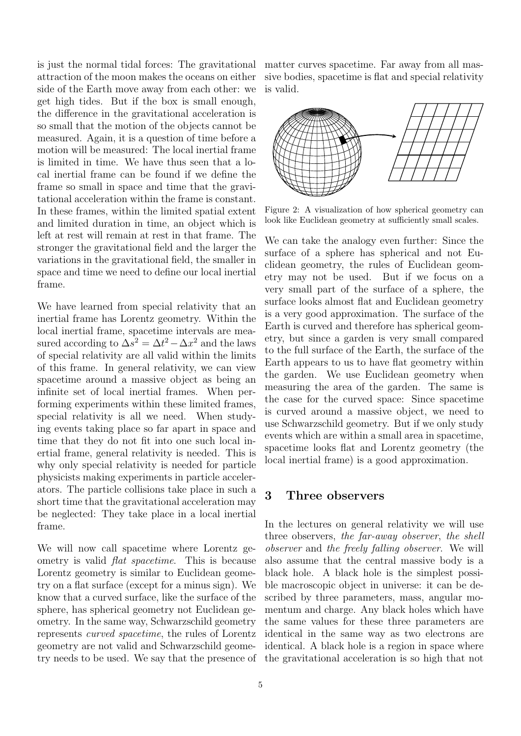is just the normal tidal forces: The gravitational attraction of the moon makes the oceans on either side of the Earth move away from each other: we get high tides. But if the box is small enough, the difference in the gravitational acceleration is so small that the motion of the objects cannot be measured. Again, it is a question of time before a motion will be measured: The local inertial frame is limited in time. We have thus seen that a local inertial frame can be found if we define the frame so small in space and time that the gravitational acceleration within the frame is constant. In these frames, within the limited spatial extent and limited duration in time, an object which is left at rest will remain at rest in that frame. The stronger the gravitational field and the larger the variations in the gravitational field, the smaller in space and time we need to define our local inertial frame.

We have learned from special relativity that an inertial frame has Lorentz geometry. Within the local inertial frame, spacetime intervals are measured according to $\Delta s^2 = \Delta t^2 - \Delta x^2$ and the laws of special relativity are all valid within the limits of this frame. In general relativity, we can view spacetime around a massive object as being an infinite set of local inertial frames. When performing experiments within these limited frames, special relativity is all we need. When studying events taking place so far apart in space and time that they do not fit into one such local inertial frame, general relativity is needed. This is why only special relativity is needed for particle physicists making experiments in particle accelerators. The particle collisions take place in such a short time that the gravitational acceleration may be neglected: They take place in a local inertial frame.

We will now call spacetime where Lorentz geometry is valid *flat spacetime*. This is because Lorentz geometry is similar to Euclidean geometry on a flat surface (except for a minus sign). We know that a curved surface, like the surface of the sphere, has spherical geometry not Euclidean geometry. In the same way, Schwarzschild geometry represents *curved spacetime*, the rules of Lorentz geometry are not valid and Schwarzschild geometry needs to be used. We say that the presence of matter curves spacetime. Far away from all massive bodies, spacetime is flat and special relativity is valid.

Figure 2: A visualization of how spherical geometry can look like Euclidean geometry at sufficiently small scales.

We can take the analogy even further: Since the surface of a sphere has spherical and not Euclidean geometry, the rules of Euclidean geometry may not be used. But if we focus on a very small part of the surface of a sphere, the surface looks almost flat and Euclidean geometry is a very good approximation. The surface of the Earth is curved and therefore has spherical geometry, but since a garden is very small compared to the full surface of the Earth, the surface of the Earth appears to us to have flat geometry within the garden. We use Euclidean geometry when measuring the area of the garden. The same is the case for the curved space: Since spacetime is curved around a massive object, we need to use Schwarzschild geometry. But if we only study events which are within a small area in spacetime, spacetime looks flat and Lorentz geometry (the local inertial frame) is a good approximation.

## 3 Three observers

In the lectures on general relativity we will use three observers, *the far-away observer*, *the shell observer* and *the freely falling observer*. We will also assume that the central massive body is a black hole. A black hole is the simplest possible macroscopic object in universe: it can be described by three parameters, mass, angular momentum and charge. Any black holes which have the same values for these three parameters are identical in the same way as two electrons are identical. A black hole is a region in space where the gravitational acceleration is so high that not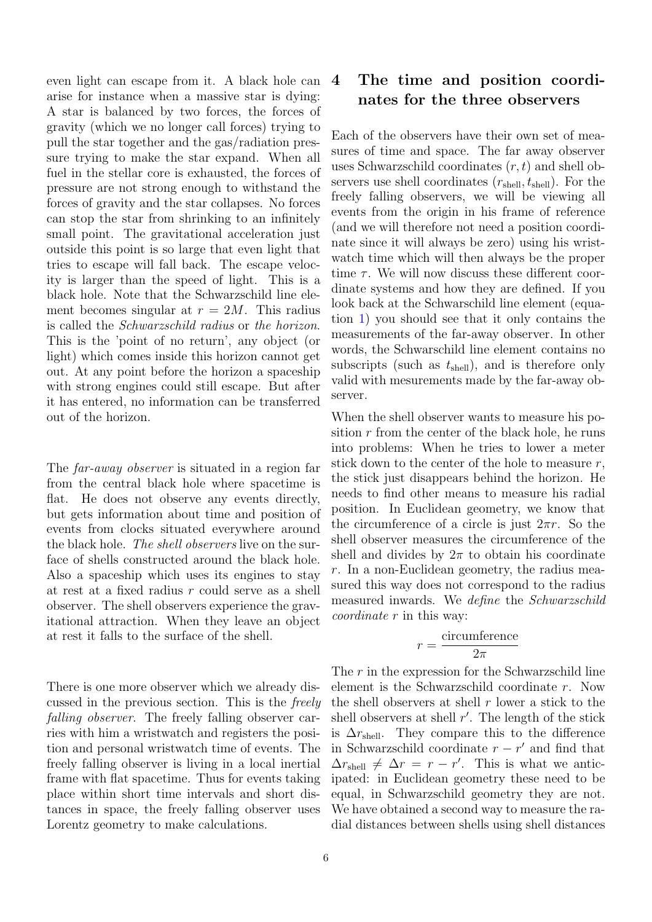even light can escape from it. A black hole can arise for instance when a massive star is dying: A star is balanced by two forces, the forces of gravity (which we no longer call forces) trying to pull the star together and the gas/radiation pressure trying to make the star expand. When all fuel in the stellar core is exhausted, the forces of pressure are not strong enough to withstand the forces of gravity and the star collapses. No forces can stop the star from shrinking to an infinitely small point. The gravitational acceleration just outside this point is so large that even light that tries to escape will fall back. The escape velocity is larger than the speed of light. This is a black hole. Note that the Schwarzschild line element becomes singular at $r = 2M$. This radius is called the *Schwarzschild radius* or *the horizon*. This is the 'point of no return', any object (or light) which comes inside this horizon cannot get out. At any point before the horizon a spaceship with strong engines could still escape. But after it has entered, no information can be transferred out of the horizon.

The *far-away observer* is situated in a region far from the central black hole where spacetime is flat. He does not observe any events directly, but gets information about time and position of events from clocks situated everywhere around the black hole. *The shell observers* live on the surface of shells constructed around the black hole. Also a spaceship which uses its engines to stay at rest at a fixed radius $r$ could serve as a shell observer. The shell observers experience the gravitational attraction. When they leave an object at rest it falls to the surface of the shell.

There is one more observer which we already discussed in the previous section. This is the *freely falling observer*. The freely falling observer carries with him a wristwatch and registers the position and personal wristwatch time of events. The freely falling observer is living in a local inertial frame with flat spacetime. Thus for events taking place within short time intervals and short distances in space, the freely falling observer uses Lorentz geometry to make calculations.

## 4 The time and position coordinates for the three observers

Each of the observers have their own set of measures of time and space. The far away observer uses Schwarzschild coordinates $(r, t)$ and shell observers use shell coordinates $(r_{\text{shell}}, t_{\text{shell}})$. For the freely falling observers, we will be viewing all events from the origin in his frame of reference (and we will therefore not need a position coordinate since it will always be zero) using his wristwatch time which will then always be the proper time $\tau$. We will now discuss these different coordinate systems and how they are defined. If you look back at the Schwarzschild line element (equation 1) you should see that it only contains the measurements of the far-away observer. In other words, the Schwarzschild line element contains no subscripts (such as $t_{\text{shell}}$), and is therefore only valid with mesurements made by the far-away observer.

When the shell observer wants to measure his position $r$ from the center of the black hole, he runs into problems: When he tries to lower a meter stick down to the center of the hole to measure $r$, the stick just disappears behind the horizon. He needs to find other means to measure his radial position. In Euclidean geometry, we know that the circumference of a circle is just $2\pi r$. So the shell observer measures the circumference of the shell and divides by $2\pi$ to obtain his coordinate $r$. In a non-Euclidean geometry, the radius measured this way does not correspond to the radius measured inwards. We *define* the *Schwarzschild coordinate* $r$ in this way:

$$r = \frac{\text{circumference}}{2\pi}$$

The $r$ in the expression for the Schwarzschild line element is the Schwarzschild coordinate $r$. Now the shell observers at shell $r$ lower a stick to the shell observers at shell $r'$. The length of the stick is $\Delta r_{\text{shell}}$. They compare this to the difference in Schwarzschild coordinate $r - r'$ and find that $\Delta r_{\text{shell}} \neq \Delta r = r - r'$. This is what we anticipated: in Euclidean geometry these need to be equal, in Schwarzschild geometry they are not. We have obtained a second way to measure the radial distances between shells using shell distances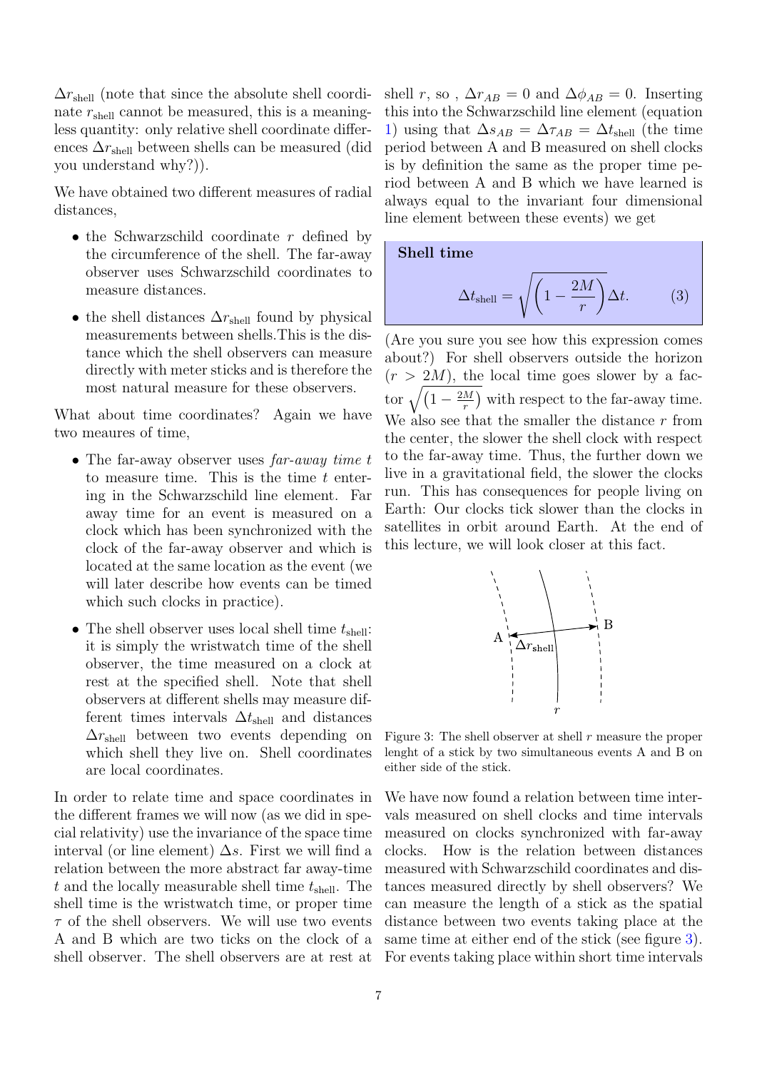$\Delta r_{\text{shell}}$ (note that since the absolute shell coordinate $r_{\text{shell}}$ cannot be measured, this is a meaningless quantity: only relative shell coordinate differences $\Delta r_{\text{shell}}$ between shells can be measured (did you understand why?)).

We have obtained two different measures of radial distances,

- the Schwarzschild coordinate $r$ defined by the circumference of the shell. The far-away observer uses Schwarzschild coordinates to measure distances.
- the shell distances $\Delta r_{\text{shell}}$ found by physical measurements between shells.This is the distance which the shell observers can measure directly with meter sticks and is therefore the most natural measure for these observers.

What about time coordinates? Again we have two meaures of time,

- The far-away observer uses *far-away time* $t$ to measure time. This is the time $t$ entering in the Schwarzschild line element. Far away time for an event is measured on a clock which has been synchronized with the clock of the far-away observer and which is located at the same location as the event (we will later describe how events can be timed which such clocks in practice).
- The shell observer uses local shell time $t_{\text{shell}}$: it is simply the wristwatch time of the shell observer, the time measured on a clock at rest at the specified shell. Note that shell observers at different shells may measure different times intervals $\Delta t_{\text{shell}}$ and distances $\Delta r_{\text{shell}}$ between two events depending on which shell they live on. Shell coordinates are local coordinates.

In order to relate time and space coordinates in the different frames we will now (as we did in special relativity) use the invariance of the space time interval (or line element) $\Delta s$. First we will find a relation between the more abstract far away-time $t$ and the locally measurable shell time $t_{\text{shell}}$. The shell time is the wristwatch time, or proper time $\tau$ of the shell observers. We will use two events A and B which are two ticks on the clock of a shell observer. The shell observers are at rest at shell $r$, so , $\Delta r_{AB} = 0$ and $\Delta\phi_{AB} = 0$. Inserting this into the Schwarzschild line element (equation 1) using that $\Delta s_{AB} = \Delta\tau_{AB} = \Delta t_{\text{shell}}$ (the time period between A and B measured on shell clocks is by definition the same as the proper time period between A and B which we have learned is always equal to the invariant four dimensional line element between these events) we get

**Shell time**

$$\Delta t_{\text{shell}} = \sqrt{\left(1 - \frac{2M}{r}\right)}\Delta t. \tag{3}$$

(Are you sure you see how this expression comes about?) For shell observers outside the horizon ($r > 2M$), the local time goes slower by a factor $\sqrt{\left(1 - \frac{2M}{r}\right)}$ with respect to the far-away time. We also see that the smaller the distance $r$ from the center, the slower the shell clock with respect to the far-away time. Thus, the further down we live in a gravitational field, the slower the clocks run. This has consequences for people living on Earth: Our clocks tick slower than the clocks in satellites in orbit around Earth. At the end of this lecture, we will look closer at this fact.

Figure 3: The shell observer at shell $r$ measure the proper lenght of a stick by two simultaneous events A and B on either side of the stick.

We have now found a relation between time intervals measured on shell clocks and time intervals measured on clocks synchronized with far-away clocks. How is the relation between distances measured with Schwarzschild coordinates and distances measured directly by shell observers? We can measure the length of a stick as the spatial distance between two events taking place at the same time at either end of the stick (see figure 3). For events taking place within short time intervals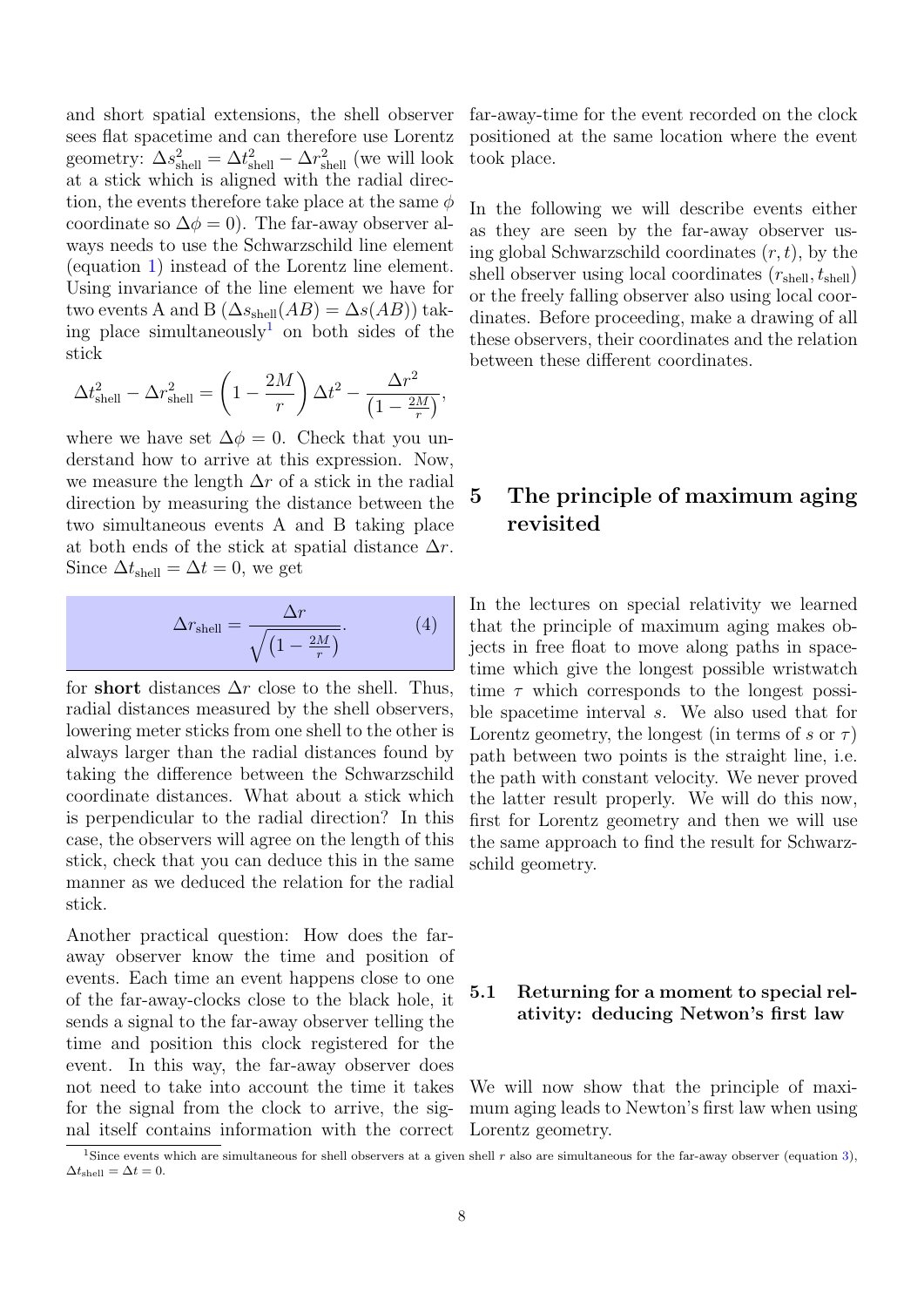and short spatial extensions, the shell observer sees flat spacetime and can therefore use Lorentz geometry: $\Delta s^2_{\rm shell} = \Delta t^2_{\rm shell} - \Delta r^2_{\rm shell}$ (we will look at a stick which is aligned with the radial direction, the events therefore take place at the same $\phi$ coordinate so $\Delta\phi = 0$). The far-away observer always needs to use the Schwarzschild line element (equation 1) instead of the Lorentz line element. Using invariance of the line element we have for two events A and B ($\Delta s_{\rm shell}(AB) = \Delta s(AB)$) taking place simultaneously[1] on both sides of the stick

$$\Delta t^2_{\rm shell} - \Delta r^2_{\rm shell} = \left(1 - \frac{2M}{r}\right)\Delta t^2 - \frac{\Delta r^2}{\left(1 - \frac{2M}{r}\right)},$$

where we have set $\Delta\phi = 0$. Check that you understand how to arrive at this expression. Now, we measure the length $\Delta r$ of a stick in the radial direction by measuring the distance between the two simultaneous events A and B taking place at both ends of the stick at spatial distance $\Delta r$. Since $\Delta t_{\rm shell} = \Delta t = 0$, we get

$$\Delta r_{\rm shell} = \frac{\Delta r}{\sqrt{\left(1 - \frac{2M}{r}\right)}}. \qquad (4)$$

for **short** distances $\Delta r$ close to the shell. Thus, radial distances measured by the shell observers, lowering meter sticks from one shell to the other is always larger than the radial distances found by taking the difference between the Schwarzschild coordinate distances. What about a stick which is perpendicular to the radial direction? In this case, the observers will agree on the length of this stick, check that you can deduce this in the same manner as we deduced the relation for the radial stick.

Another practical question: How does the far-away observer know the time and position of events. Each time an event happens close to one of the far-away-clocks close to the black hole, it sends a signal to the far-away observer telling the time and position this clock registered for the event. In this way, the far-away observer does not need to take into account the time it takes for the signal from the clock to arrive, the signal itself contains information with the correct far-away-time for the event recorded on the clock positioned at the same location where the event took place.

In the following we will describe events either as they are seen by the far-away observer using global Schwarzschild coordinates $(r, t)$, by the shell observer using local coordinates $(r_{\rm shell}, t_{\rm shell})$ or the freely falling observer also using local coordinates. Before proceeding, make a drawing of all these observers, their coordinates and the relation between these different coordinates.

# 5 The principle of maximum aging revisited

In the lectures on special relativity we learned that the principle of maximum aging makes objects in free float to move along paths in spacetime which give the longest possible wristwatch time $\tau$ which corresponds to the longest possible spacetime interval $s$. We also used that for Lorentz geometry, the longest (in terms of $s$ or $\tau$) path between two points is the straight line, i.e. the path with constant velocity. We never proved the latter result properly. We will do this now, first for Lorentz geometry and then we will use the same approach to find the result for Schwarzschild geometry.

## 5.1 Returning for a moment to special relativity: deducing Netwon's first law

We will now show that the principle of maximum aging leads to Newton's first law when using Lorentz geometry.

[1] Since events which are simultaneous for shell observers at a given shell $r$ also are simultaneous for the far-away observer (equation 3), $\Delta t_{\rm shell} = \Delta t = 0$.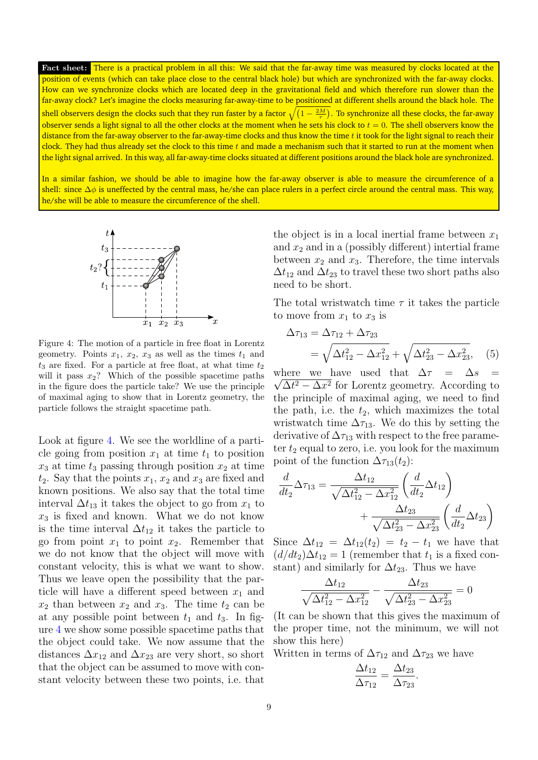**Fact sheet:** There is a practical problem in all this: We said that the far-away time was measured by clocks located at the position of events (which can take place close to the central black hole) but which are synchronized with the far-away clocks. How can we synchronize clocks which are located deep in the gravitational field and which therefore run slower than the far-away clock? Let's imagine the clocks measuring far-away-time to be positioned at different shells around the black hole. The shell observers design the clocks such that they run faster by a factor $\sqrt{(1-\frac{2M}{r})}$. To synchronize all these clocks, the far-away observer sends a light signal to all the other clocks at the moment when he sets his clock to $t=0$. The shell observers know the distance from the far-away observer to the far-away-time clocks and thus know the time $t$ it took for the light signal to reach their clock. They had thus already set the clock to this time $t$ and made a mechanism such that it started to run at the moment when the light signal arrived. In this way, all far-away-time clocks situated at different positions around the black hole are synchronized.

In a similar fashion, we should be able to imagine how the far-away observer is able to measure the circumference of a shell: since $\Delta\phi$ is uneffected by the central mass, he/she can place rulers in a perfect circle around the central mass. This way, he/she will be able to measure the circumference of the shell.

Figure 4: The motion of a particle in free float in Lorentz geometry. Points $x_1$, $x_2$, $x_3$ as well as the times $t_1$ and $t_3$ are fixed. For a particle at free float, at what time $t_2$ will it pass $x_2$? Which of the possible spacetime paths in the figure does the particle take? We use the principle of maximal aging to show that in Lorentz geometry, the particle follows the straight spacetime path.

Look at figure 4. We see the worldline of a particle going from position $x_1$ at time $t_1$ to position $x_3$ at time $t_3$ passing through position $x_2$ at time $t_2$. Say that the points $x_1$, $x_2$ and $x_3$ are fixed and known positions. We also say that the total time interval $\Delta t_{13}$ it takes the object to go from $x_1$ to $x_3$ is fixed and known. What we do not know is the time interval $\Delta t_{12}$ it takes the particle to go from point $x_1$ to point $x_2$. Remember that we do not know that the object will move with constant velocity, this is what we want to show. Thus we leave open the possibility that the particle will have a different speed between $x_1$ and $x_2$ than between $x_2$ and $x_3$. The time $t_2$ can be at any possible point between $t_1$ and $t_3$. In figure 4 we show some possible spacetime paths that the object could take. We now assume that the distances $\Delta x_{12}$ and $\Delta x_{23}$ are very short, so short that the object can be assumed to move with constant velocity between these two points, i.e. that the object is in a local inertial frame between $x_1$ and $x_2$ and in a (possibly different) intertial frame between $x_2$ and $x_3$. Therefore, the time intervals $\Delta t_{12}$ and $\Delta t_{23}$ to travel these two short paths also need to be short.

The total wristwatch time $\tau$ it takes the particle to move from $x_1$ to $x_3$ is

$$\Delta\tau_{13} = \Delta\tau_{12} + \Delta\tau_{23} = \sqrt{\Delta t_{12}^2 - \Delta x_{12}^2} + \sqrt{\Delta t_{23}^2 - \Delta x_{23}^2}, \quad (5)$$

where we have used that $\Delta\tau = \Delta s = \sqrt{\Delta t^2 - \Delta x^2}$ for Lorentz geometry. According to the principle of maximal aging, we need to find the path, i.e. the $t_2$, which maximizes the total wristwatch time $\Delta\tau_{13}$. We do this by setting the derivative of $\Delta\tau_{13}$ with respect to the free parameter $t_2$ equal to zero, i.e. you look for the maximum point of the function $\Delta\tau_{13}(t_2)$:

$$\frac{d}{dt_2}\Delta\tau_{13} = \frac{\Delta t_{12}}{\sqrt{\Delta t_{12}^2 - \Delta x_{12}^2}}\left(\frac{d}{dt_2}\Delta t_{12}\right) + \frac{\Delta t_{23}}{\sqrt{\Delta t_{23}^2 - \Delta x_{23}^2}}\left(\frac{d}{dt_2}\Delta t_{23}\right)$$

Since $\Delta t_{12} = \Delta t_{12}(t_2) = t_2 - t_1$ we have that $(d/dt_2)\Delta t_{12} = 1$ (remember that $t_1$ is a fixed constant) and similarly for $\Delta t_{23}$. Thus we have

$$\frac{\Delta t_{12}}{\sqrt{\Delta t_{12}^2 - \Delta x_{12}^2}} - \frac{\Delta t_{23}}{\sqrt{\Delta t_{23}^2 - \Delta x_{23}^2}} = 0$$

(It can be shown that this gives the maximum of the proper time, not the minimum, we will not show this here)

Written in terms of $\Delta\tau_{12}$ and $\Delta\tau_{23}$ we have

$$\frac{\Delta t_{12}}{\Delta\tau_{12}} = \frac{\Delta t_{23}}{\Delta\tau_{23}}.$$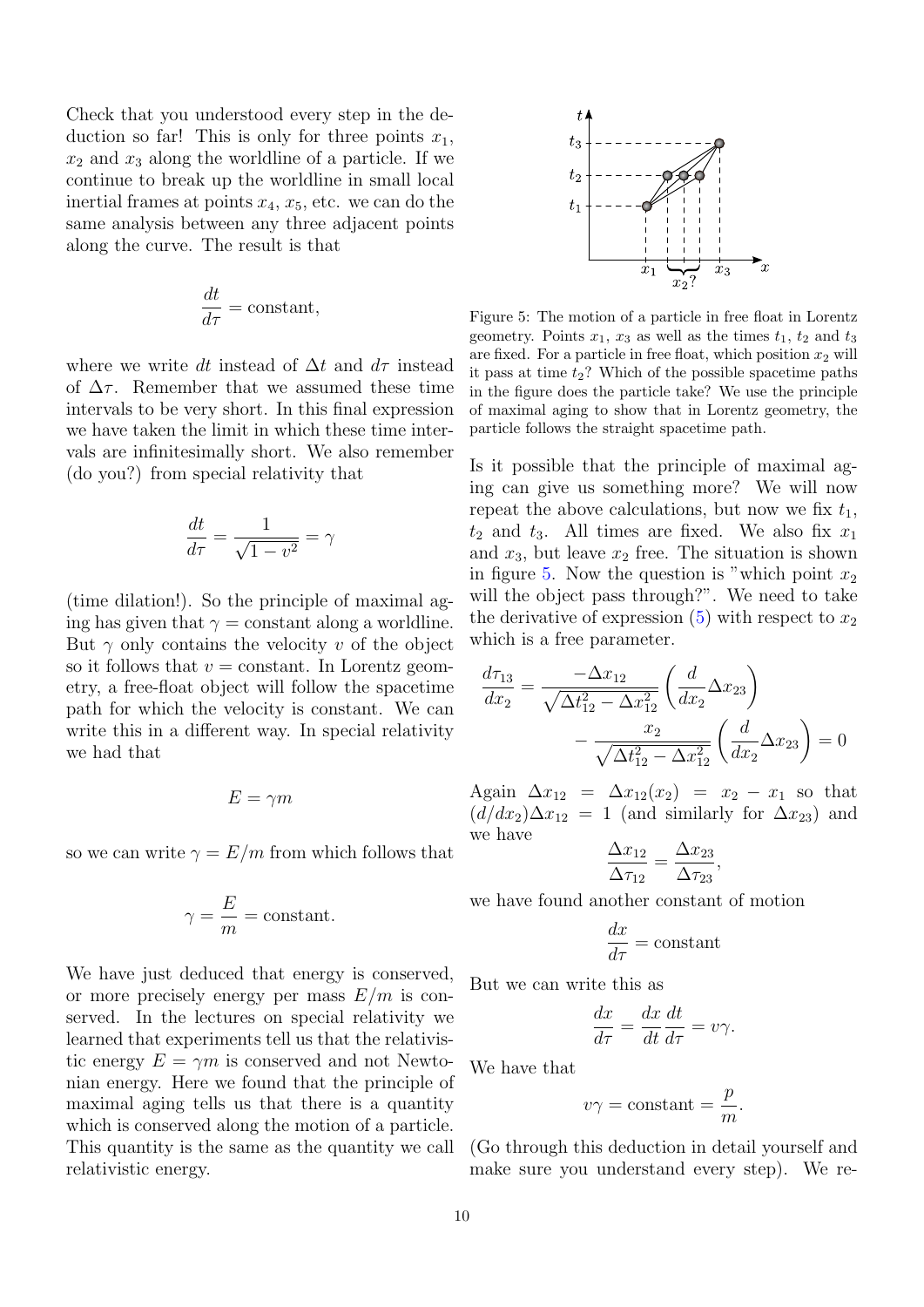Check that you understood every step in the deduction so far! This is only for three points $x_1$, $x_2$ and $x_3$ along the worldline of a particle. If we continue to break up the worldline in small local inertial frames at points $x_4$, $x_5$, etc. we can do the same analysis between any three adjacent points along the curve. The result is that

$$\frac{dt}{d\tau} = \text{constant},$$

where we write $dt$ instead of $\Delta t$ and $d\tau$ instead of $\Delta\tau$. Remember that we assumed these time intervals to be very short. In this final expression we have taken the limit in which these time intervals are infinitesimally short. We also remember (do you?) from special relativity that

$$\frac{dt}{d\tau} = \frac{1}{\sqrt{1-v^2}} = \gamma$$

(time dilation!). So the principle of maximal aging has given that $\gamma =$ constant along a worldline. But $\gamma$ only contains the velocity $v$ of the object so it follows that $v =$ constant. In Lorentz geometry, a free-float object will follow the spacetime path for which the velocity is constant. We can write this in a different way. In special relativity we had that

$$E = \gamma m$$

so we can write $\gamma = E/m$ from which follows that

$$\gamma = \frac{E}{m} = \text{constant}.$$

We have just deduced that energy is conserved, or more precisely energy per mass $E/m$ is conserved. In the lectures on special relativity we learned that experiments tell us that the relativistic energy $E = \gamma m$ is conserved and not Newtonian energy. Here we found that the principle of maximal aging tells us that there is a quantity which is conserved along the motion of a particle. This quantity is the same as the quantity we call relativistic energy.

Figure 5: The motion of a particle in free float in Lorentz geometry. Points $x_1$, $x_3$ as well as the times $t_1$, $t_2$ and $t_3$ are fixed. For a particle in free float, which position $x_2$ will it pass at time $t_2$? Which of the possible spacetime paths in the figure does the particle take? We use the principle of maximal aging to show that in Lorentz geometry, the particle follows the straight spacetime path.

Is it possible that the principle of maximal aging can give us something more? We will now repeat the above calculations, but now we fix $t_1$, $t_2$ and $t_3$. All times are fixed. We also fix $x_1$ and $x_3$, but leave $x_2$ free. The situation is shown in figure 5. Now the question is "which point $x_2$ will the object pass through?". We need to take the derivative of expression (5) with respect to $x_2$ which is a free parameter.

$$\frac{d\tau_{13}}{dx_2} = \frac{-\Delta x_{12}}{\sqrt{\Delta t_{12}^2 - \Delta x_{12}^2}}\left(\frac{d}{dx_2}\Delta x_{23}\right) - \frac{x_2}{\sqrt{\Delta t_{12}^2 - \Delta x_{12}^2}}\left(\frac{d}{dx_2}\Delta x_{23}\right) = 0$$

Again $\Delta x_{12} = \Delta x_{12}(x_2) = x_2 - x_1$ so that $(d/dx_2)\Delta x_{12} = 1$ (and similarly for $\Delta x_{23}$) and we have

$$\frac{\Delta x_{12}}{\Delta \tau_{12}} = \frac{\Delta x_{23}}{\Delta \tau_{23}},$$

we have found another constant of motion

$$\frac{dx}{d\tau} = \text{constant}$$

But we can write this as

$$\frac{dx}{d\tau} = \frac{dx}{dt}\frac{dt}{d\tau} = v\gamma.$$

We have that

$$v\gamma = \text{constant} = \frac{p}{m}.$$

(Go through this deduction in detail yourself and make sure you understand every step). We re-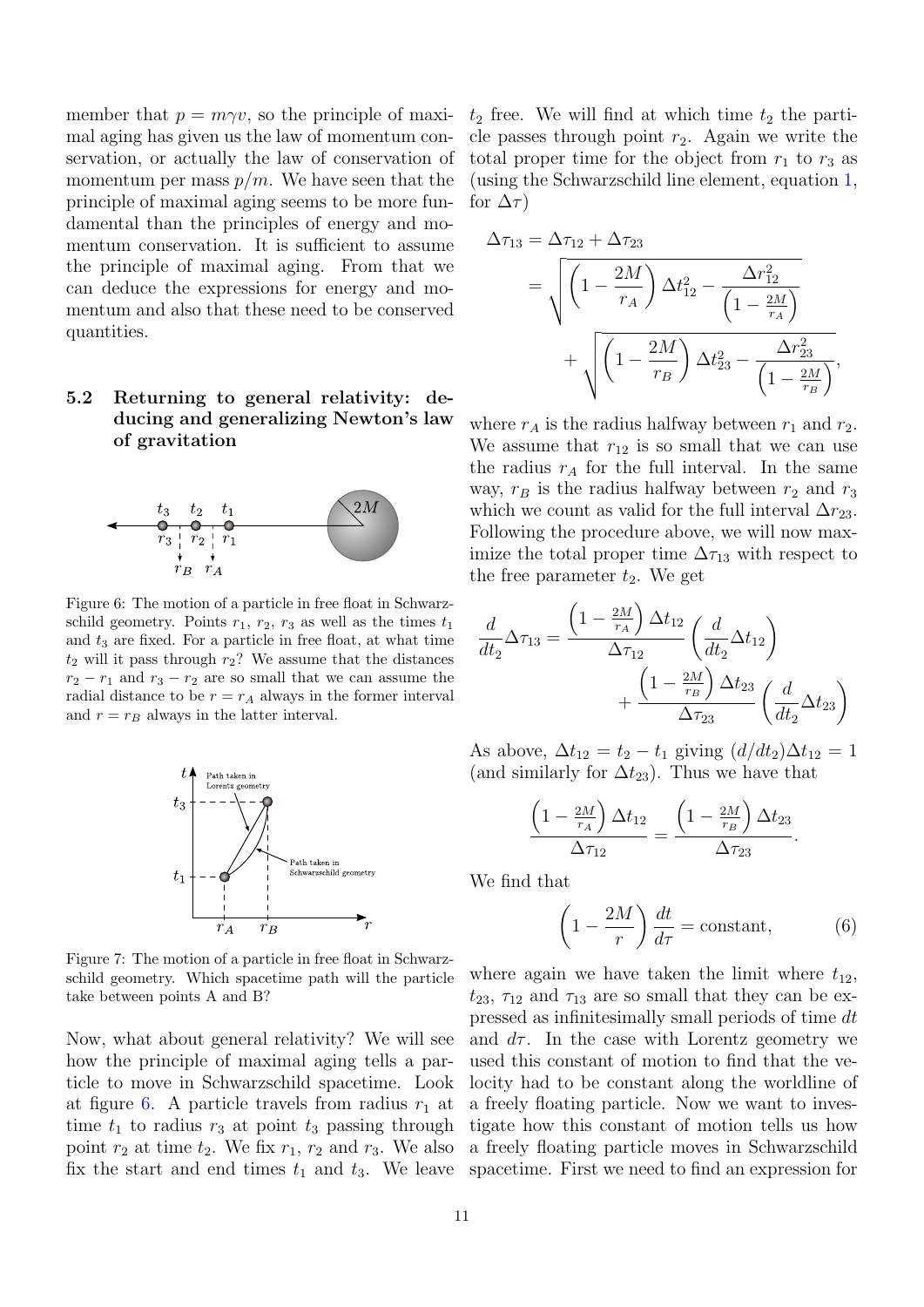member that $p = m\gamma v$, so the principle of maximal aging has given us the law of momentum conservation, or actually the law of conservation of momentum per mass $p/m$. We have seen that the principle of maximal aging seems to be more fundamental than the principles of energy and momentum conservation. It is sufficient to assume the principle of maximal aging. From that we can deduce the expressions for energy and momentum and also that these need to be conserved quantities.

## 5.2 Returning to general relativity: deducing and generalizing Newton's law of gravitation

Figure 6: The motion of a particle in free float in Schwarzschild geometry. Points $r_1$, $r_2$, $r_3$ as well as the times $t_1$ and $t_3$ are fixed. For a particle in free float, at what time $t_2$ will it pass through $r_2$? We assume that the distances $r_2 - r_1$ and $r_3 - r_2$ are so small that we can assume the radial distance to be $r = r_A$ always in the former interval and $r = r_B$ always in the latter interval.

Figure 7: The motion of a particle in free float in Schwarzschild geometry. Which spacetime path will the particle take between points A and B?

Now, what about general relativity? We will see how the principle of maximal aging tells a particle to move in Schwarzschild spacetime. Look at figure 6. A particle travels from radius $r_1$ at time $t_1$ to radius $r_3$ at point $t_3$ passing through point $r_2$ at time $t_2$. We fix $r_1$, $r_2$ and $r_3$. We also fix the start and end times $t_1$ and $t_3$. We leave $t_2$ free. We will find at which time $t_2$ the particle passes through point $r_2$. Again we write the total proper time for the object from $r_1$ to $r_3$ as (using the Schwarzschild line element, equation 1, for $\Delta\tau$)

$$
\begin{aligned}
\Delta\tau_{13} &= \Delta\tau_{12} + \Delta\tau_{23} \\
&= \sqrt{\left(1 - \frac{2M}{r_A}\right)\Delta t_{12}^2 - \frac{\Delta r_{12}^2}{\left(1 - \frac{2M}{r_A}\right)}} \\
&\quad + \sqrt{\left(1 - \frac{2M}{r_B}\right)\Delta t_{23}^2 - \frac{\Delta r_{23}^2}{\left(1 - \frac{2M}{r_B}\right)}},
\end{aligned}
$$

where $r_A$ is the radius halfway between $r_1$ and $r_2$. We assume that $r_{12}$ is so small that we can use the radius $r_A$ for the full interval. In the same way, $r_B$ is the radius halfway between $r_2$ and $r_3$ which we count as valid for the full interval $\Delta r_{23}$. Following the procedure above, we will now maximize the total proper time $\Delta\tau_{13}$ with respect to the free parameter $t_2$. We get

$$
\begin{aligned}
\frac{d}{dt_2}\Delta\tau_{13} &= \frac{\left(1 - \frac{2M}{r_A}\right)\Delta t_{12}}{\Delta\tau_{12}}\left(\frac{d}{dt_2}\Delta t_{12}\right) \\
&\quad + \frac{\left(1 - \frac{2M}{r_B}\right)\Delta t_{23}}{\Delta\tau_{23}}\left(\frac{d}{dt_2}\Delta t_{23}\right)
\end{aligned}
$$

As above, $\Delta t_{12} = t_2 - t_1$ giving $(d/dt_2)\Delta t_{12} = 1$ (and similarly for $\Delta t_{23}$). Thus we have that

$$
\frac{\left(1 - \frac{2M}{r_A}\right)\Delta t_{12}}{\Delta\tau_{12}} = \frac{\left(1 - \frac{2M}{r_B}\right)\Delta t_{23}}{\Delta\tau_{23}}.
$$

We find that

$$
\left(1 - \frac{2M}{r}\right)\frac{dt}{d\tau} = \text{constant}, \tag{6}
$$

where again we have taken the limit where $t_{12}$, $t_{23}$, $\tau_{12}$ and $\tau_{13}$ are so small that they can be expressed as infinitesimally small periods of time $dt$ and $d\tau$. In the case with Lorentz geometry we used this constant of motion to find that the velocity had to be constant along the worldline of a freely floating particle. Now we want to investigate how this constant of motion tells us how a freely floating particle moves in Schwarzschild spacetime. First we need to find an expression for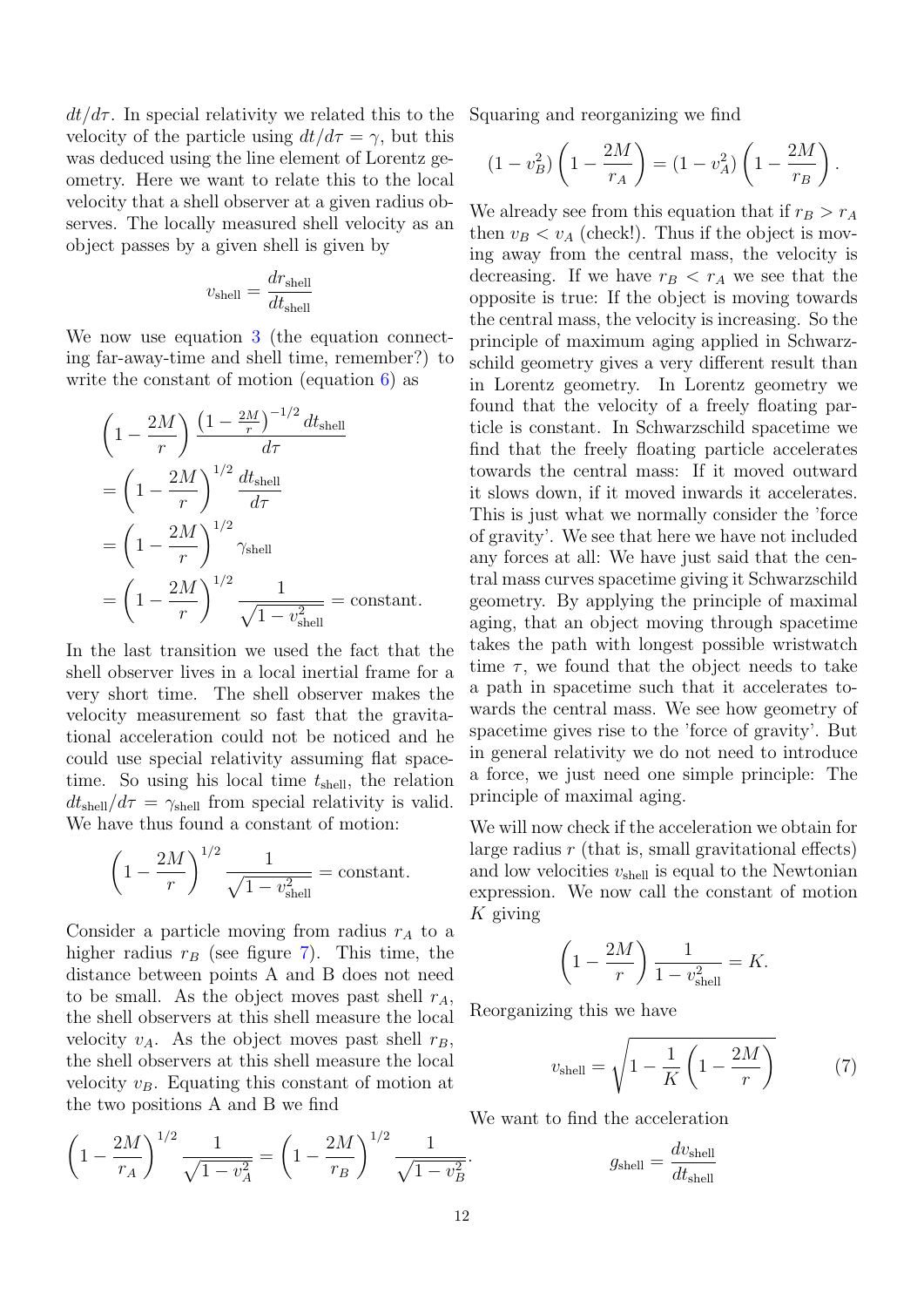$dt/d\tau$. In special relativity we related this to the velocity of the particle using $dt/d\tau = \gamma$, but this was deduced using the line element of Lorentz geometry. Here we want to relate this to the local velocity that a shell observer at a given radius observes. The locally measured shell velocity as an object passes by a given shell is given by

$$v_{\rm shell} = \frac{dr_{\rm shell}}{dt_{\rm shell}}$$

We now use equation 3 (the equation connecting far-away-time and shell time, remember?) to write the constant of motion (equation 6) as

$$\begin{aligned}
&\left(1-\frac{2M}{r}\right)\frac{\left(1-\frac{2M}{r}\right)^{-1/2}dt_{\rm shell}}{d\tau} \\
&= \left(1-\frac{2M}{r}\right)^{1/2}\frac{dt_{\rm shell}}{d\tau} \\
&= \left(1-\frac{2M}{r}\right)^{1/2}\gamma_{\rm shell} \\
&= \left(1-\frac{2M}{r}\right)^{1/2}\frac{1}{\sqrt{1-v_{\rm shell}^2}} = \text{constant}.
\end{aligned}$$

In the last transition we used the fact that the shell observer lives in a local inertial frame for a very short time. The shell observer makes the velocity measurement so fast that the gravitational acceleration could not be noticed and he could use special relativity assuming flat spacetime. So using his local time $t_{\rm shell}$, the relation $dt_{\rm shell}/d\tau = \gamma_{\rm shell}$ from special relativity is valid. We have thus found a constant of motion:

$$\left(1-\frac{2M}{r}\right)^{1/2}\frac{1}{\sqrt{1-v_{\rm shell}^2}} = \text{constant}.$$

Consider a particle moving from radius $r_A$ to a higher radius $r_B$ (see figure 7). This time, the distance between points A and B does not need to be small. As the object moves past shell $r_A$, the shell observers at this shell measure the local velocity $v_A$. As the object moves past shell $r_B$, the shell observers at this shell measure the local velocity $v_B$. Equating this constant of motion at the two positions A and B we find

$$\left(1-\frac{2M}{r_A}\right)^{1/2}\frac{1}{\sqrt{1-v_A^2}} = \left(1-\frac{2M}{r_B}\right)^{1/2}\frac{1}{\sqrt{1-v_B^2}}.$$

Squaring and reorganizing we find

$$(1-v_B^2)\left(1-\frac{2M}{r_A}\right) = (1-v_A^2)\left(1-\frac{2M}{r_B}\right).$$

We already see from this equation that if $r_B > r_A$ then $v_B < v_A$ (check!). Thus if the object is moving away from the central mass, the velocity is decreasing. If we have $r_B < r_A$ we see that the opposite is true: If the object is moving towards the central mass, the velocity is increasing. So the principle of maximum aging applied in Schwarzschild geometry gives a very different result than in Lorentz geometry. In Lorentz geometry we found that the velocity of a freely floating particle is constant. In Schwarzschild spacetime we find that the freely floating particle accelerates towards the central mass: If it moved outward it slows down, if it moved inwards it accelerates. This is just what we normally consider the 'force of gravity'. We see that here we have not included any forces at all: We have just said that the central mass curves spacetime giving it Schwarzschild geometry. By applying the principle of maximal aging, that an object moving through spacetime takes the path with longest possible wristwatch time $\tau$, we found that the object needs to take a path in spacetime such that it accelerates towards the central mass. We see how geometry of spacetime gives rise to the 'force of gravity'. But in general relativity we do not need to introduce a force, we just need one simple principle: The principle of maximal aging.

We will now check if the acceleration we obtain for large radius $r$ (that is, small gravitational effects) and low velocities $v_{\rm shell}$ is equal to the Newtonian expression. We now call the constant of motion $K$ giving

$$\left(1-\frac{2M}{r}\right)\frac{1}{1-v_{\rm shell}^2} = K.$$

Reorganizing this we have

$$v_{\rm shell} = \sqrt{1-\frac{1}{K}\left(1-\frac{2M}{r}\right)} \qquad (7)$$

We want to find the acceleration

$$g_{\rm shell} = \frac{dv_{\rm shell}}{dt_{\rm shell}}$$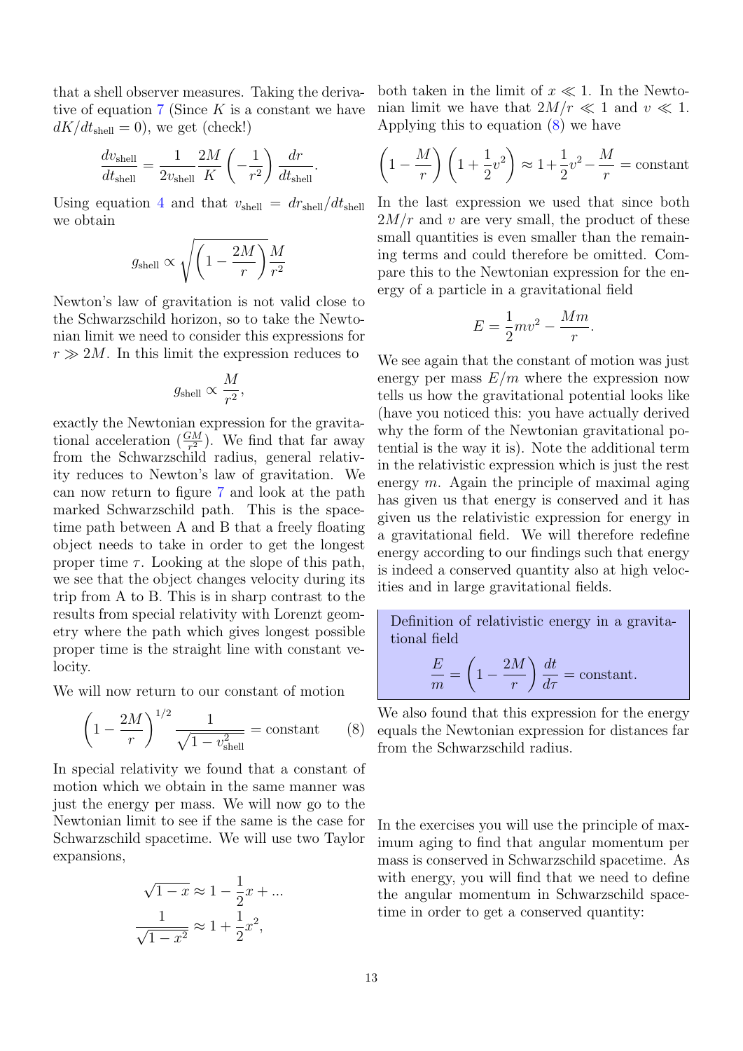that a shell observer measures. Taking the derivative of equation 7 (Since $K$ is a constant we have $dK/dt_{\rm shell} = 0$), we get (check!)

$$\frac{dv_{\rm shell}}{dt_{\rm shell}} = \frac{1}{2v_{\rm shell}}\frac{2M}{K}\left(-\frac{1}{r^2}\right)\frac{dr}{dt_{\rm shell}}.$$

Using equation 4 and that $v_{\rm shell} = dr_{\rm shell}/dt_{\rm shell}$ we obtain

$$g_{\rm shell} \propto \sqrt{\left(1-\frac{2M}{r}\right)}\frac{M}{r^2}$$

Newton's law of gravitation is not valid close to the Schwarzschild horizon, so to take the Newtonian limit we need to consider this expressions for $r \gg 2M$. In this limit the expression reduces to

$$g_{\rm shell} \propto \frac{M}{r^2},$$

exactly the Newtonian expression for the gravitational acceleration ($\frac{GM}{r^2}$). We find that far away from the Schwarzschild radius, general relativity reduces to Newton's law of gravitation. We can now return to figure 7 and look at the path marked Schwarzschild path. This is the spacetime path between A and B that a freely floating object needs to take in order to get the longest proper time $\tau$. Looking at the slope of this path, we see that the object changes velocity during its trip from A to B. This is in sharp contrast to the results from special relativity with Lorenzt geometry where the path which gives longest possible proper time is the straight line with constant velocity.

We will now return to our constant of motion

$$\left(1-\frac{2M}{r}\right)^{1/2}\frac{1}{\sqrt{1-v_{\rm shell}^2}} = \text{constant} \qquad (8)$$

In special relativity we found that a constant of motion which we obtain in the same manner was just the energy per mass. We will now go to the Newtonian limit to see if the same is the case for Schwarzschild spacetime. We will use two Taylor expansions,

$$\sqrt{1-x} \approx 1 - \frac{1}{2}x + ...$$
$$\frac{1}{\sqrt{1-x^2}} \approx 1 + \frac{1}{2}x^2,$$

both taken in the limit of $x \ll 1$. In the Newtonian limit we have that $2M/r \ll 1$ and $v \ll 1$. Applying this to equation (8) we have

$$\left(1-\frac{M}{r}\right)\left(1+\frac{1}{2}v^2\right) \approx 1 + \frac{1}{2}v^2 - \frac{M}{r} = \text{constant}$$

In the last expression we used that since both $2M/r$ and $v$ are very small, the product of these small quantities is even smaller than the remaining terms and could therefore be omitted. Compare this to the Newtonian expression for the energy of a particle in a gravitational field

$$E = \frac{1}{2}mv^2 - \frac{Mm}{r}.$$

We see again that the constant of motion was just energy per mass $E/m$ where the expression now tells us how the gravitational potential looks like (have you noticed this: you have actually derived why the form of the Newtonian gravitational potential is the way it is). Note the additional term in the relativistic expression which is just the rest energy $m$. Again the principle of maximal aging has given us that energy is conserved and it has given us the relativistic expression for energy in a gravitational field. We will therefore redefine energy according to our findings such that energy is indeed a conserved quantity also at high velocities and in large gravitational fields.

Definition of relativistic energy in a gravitational field

$$\frac{E}{m} = \left(1-\frac{2M}{r}\right)\frac{dt}{d\tau} = \text{constant}.$$

We also found that this expression for the energy equals the Newtonian expression for distances far from the Schwarzschild radius.

In the exercises you will use the principle of maximum aging to find that angular momentum per mass is conserved in Schwarzschild spacetime. As with energy, you will find that we need to define the angular momentum in Schwarzschild spacetime in order to get a conserved quantity: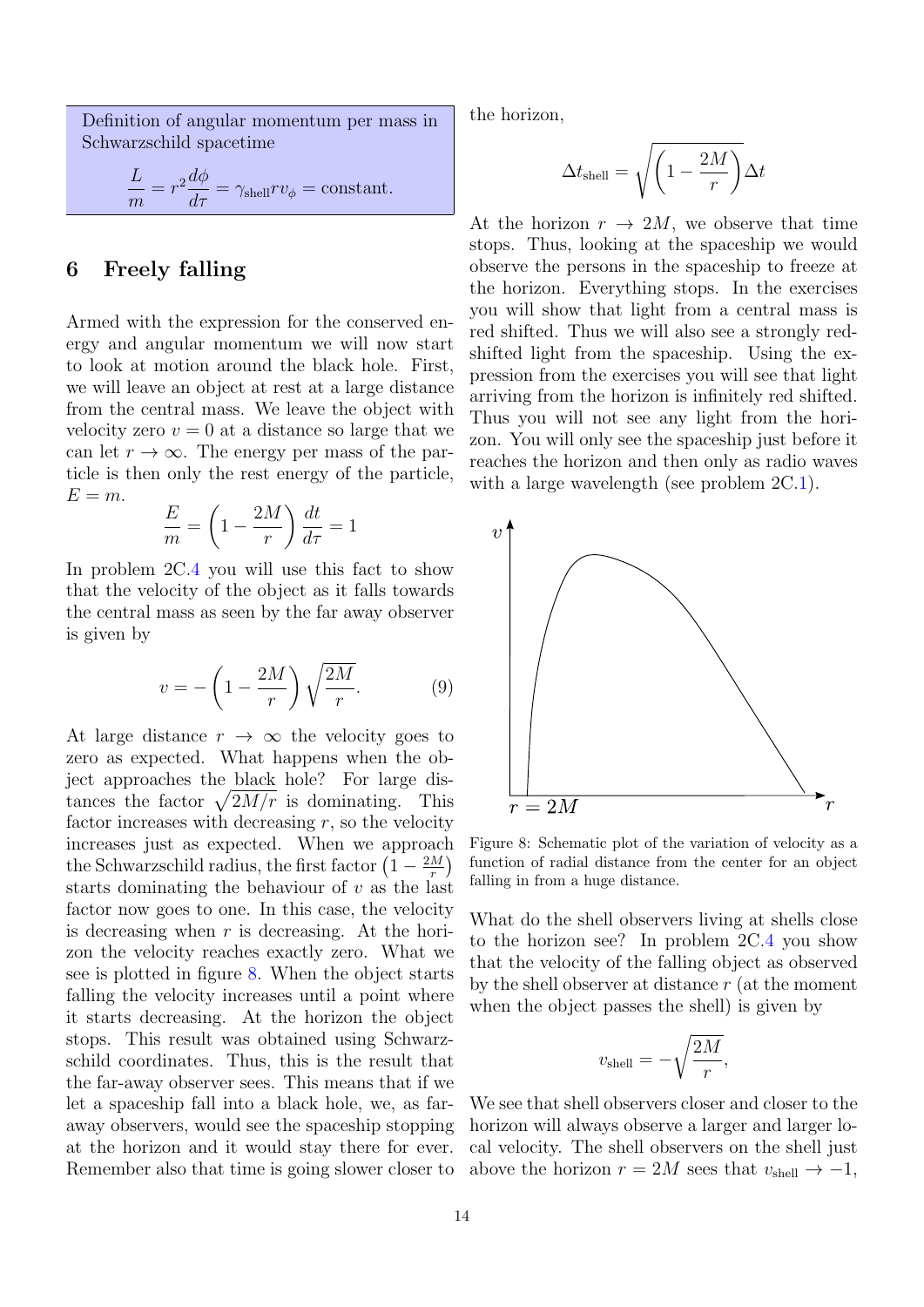Definition of angular momentum per mass in Schwarzschild spacetime

$$\frac{L}{m} = r^2\frac{d\phi}{d\tau} = \gamma_{\text{shell}} r v_\phi = \text{constant}.$$

## 6 Freely falling

Armed with the expression for the conserved energy and angular momentum we will now start to look at motion around the black hole. First, we will leave an object at rest at a large distance from the central mass. We leave the object with velocity zero $v = 0$ at a distance so large that we can let $r \to \infty$. The energy per mass of the particle is then only the rest energy of the particle, $E = m$.

$$\frac{E}{m} = \left(1 - \frac{2M}{r}\right)\frac{dt}{d\tau} = 1$$

In problem 2C.4 you will use this fact to show that the velocity of the object as it falls towards the central mass as seen by the far away observer is given by

$$v = -\left(1 - \frac{2M}{r}\right)\sqrt{\frac{2M}{r}}. \qquad (9)$$

At large distance $r \to \infty$ the velocity goes to zero as expected. What happens when the object approaches the black hole? For large distances the factor $\sqrt{2M/r}$ is dominating. This factor increases with decreasing $r$, so the velocity increases just as expected. When we approach the Schwarzschild radius, the first factor $\left(1 - \frac{2M}{r}\right)$ starts dominating the behaviour of $v$ as the last factor now goes to one. In this case, the velocity is decreasing when $r$ is decreasing. At the horizon the velocity reaches exactly zero. What we see is plotted in figure 8. When the object starts falling the velocity increases until a point where it starts decreasing. At the horizon the object stops. This result was obtained using Schwarzschild coordinates. Thus, this is the result that the far-away observer sees. This means that if we let a spaceship fall into a black hole, we, as far-away observers, would see the spaceship stopping at the horizon and it would stay there for ever. Remember also that time is going slower closer to the horizon,

$$\Delta t_{\text{shell}} = \sqrt{\left(1 - \frac{2M}{r}\right)}\Delta t$$

At the horizon $r \to 2M$, we observe that time stops. Thus, looking at the spaceship we would observe the persons in the spaceship to freeze at the horizon. Everything stops. In the exercises you will show that light from a central mass is red shifted. Thus we will also see a strongly redshifted light from the spaceship. Using the expression from the exercises you will see that light arriving from the horizon is infinitely red shifted. Thus you will not see any light from the horizon. You will only see the spaceship just before it reaches the horizon and then only as radio waves with a large wavelength (see problem 2C.1).

Figure 8: Schematic plot of the variation of velocity as a function of radial distance from the center for an object falling in from a huge distance.

What do the shell observers living at shells close to the horizon see? In problem 2C.4 you show that the velocity of the falling object as observed by the shell observer at distance $r$ (at the moment when the object passes the shell) is given by

$$v_{\text{shell}} = -\sqrt{\frac{2M}{r}},$$

We see that shell observers closer and closer to the horizon will always observe a larger and larger local velocity. The shell observers on the shell just above the horizon $r = 2M$ sees that $v_{\text{shell}} \to -1$,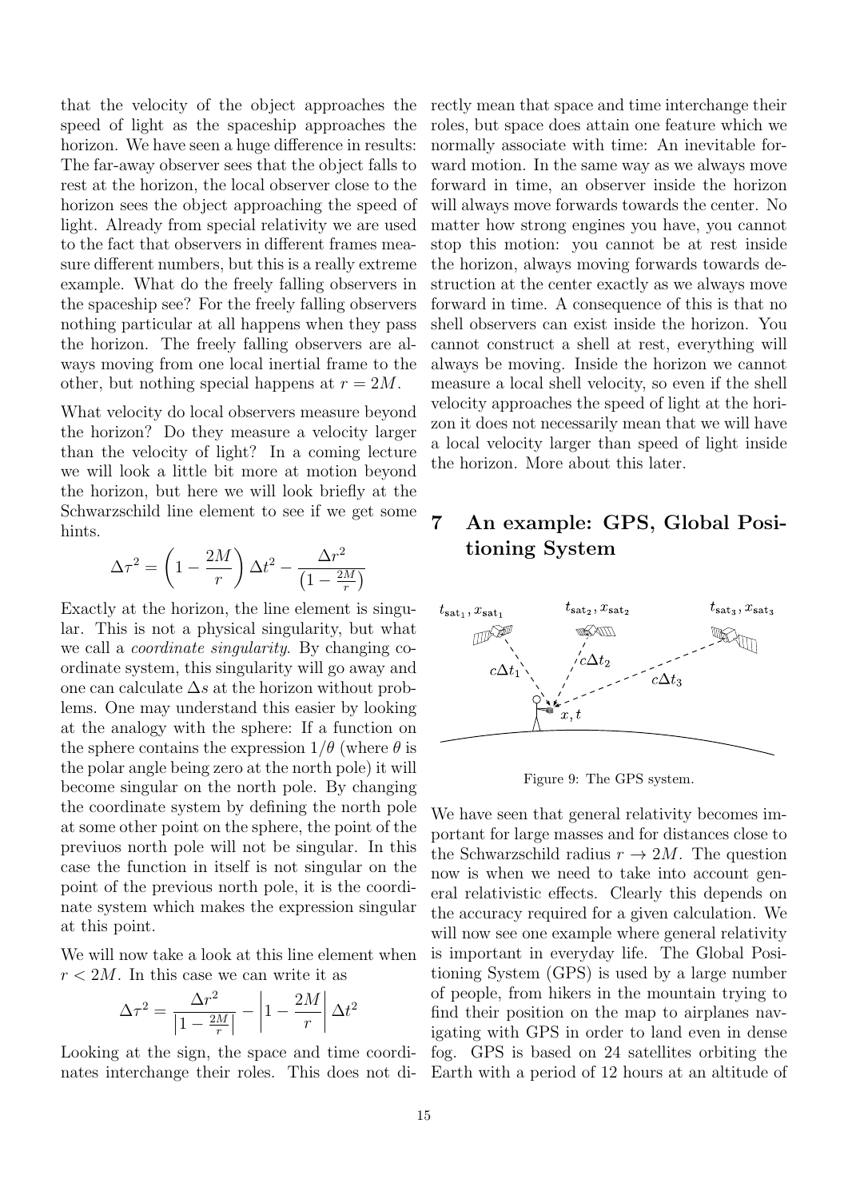that the velocity of the object approaches the speed of light as the spaceship approaches the horizon. We have seen a huge difference in results: The far-away observer sees that the object falls to rest at the horizon, the local observer close to the horizon sees the object approaching the speed of light. Already from special relativity we are used to the fact that observers in different frames measure different numbers, but this is a really extreme example. What do the freely falling observers in the spaceship see? For the freely falling observers nothing particular at all happens when they pass the horizon. The freely falling observers are always moving from one local inertial frame to the other, but nothing special happens at $r = 2M$.

What velocity do local observers measure beyond the horizon? Do they measure a velocity larger than the velocity of light? In a coming lecture we will look a little bit more at motion beyond the horizon, but here we will look briefly at the Schwarzschild line element to see if we get some hints.

$$\Delta\tau^2 = \left(1 - \frac{2M}{r}\right)\Delta t^2 - \frac{\Delta r^2}{\left(1 - \frac{2M}{r}\right)}$$

Exactly at the horizon, the line element is singular. This is not a physical singularity, but what we call a *coordinate singularity*. By changing coordinate system, this singularity will go away and one can calculate $\Delta s$ at the horizon without problems. One may understand this easier by looking at the analogy with the sphere: If a function on the sphere contains the expression $1/\theta$ (where $\theta$ is the polar angle being zero at the north pole) it will become singular on the north pole. By changing the coordinate system by defining the north pole at some other point on the sphere, the point of the previuos north pole will not be singular. In this case the function in itself is not singular on the point of the previous north pole, it is the coordinate system which makes the expression singular at this point.

We will now take a look at this line element when $r < 2M$. In this case we can write it as

$$\Delta\tau^2 = \frac{\Delta r^2}{\left|1 - \frac{2M}{r}\right|} - \left|1 - \frac{2M}{r}\right|\Delta t^2$$

Looking at the sign, the space and time coordinates interchange their roles. This does not directly mean that space and time interchange their roles, but space does attain one feature which we normally associate with time: An inevitable forward motion. In the same way as we always move forward in time, an observer inside the horizon will always move forwards towards the center. No matter how strong engines you have, you cannot stop this motion: you cannot be at rest inside the horizon, always moving forwards towards destruction at the center exactly as we always move forward in time. A consequence of this is that no shell observers can exist inside the horizon. You cannot construct a shell at rest, everything will always be moving. Inside the horizon we cannot measure a local shell velocity, so even if the shell velocity approaches the speed of light at the horizon it does not necessarily mean that we will have a local velocity larger than speed of light inside the horizon. More about this later.

## 7 An example: GPS, Global Positioning System

Figure 9: The GPS system.

We have seen that general relativity becomes important for large masses and for distances close to the Schwarzschild radius $r \to 2M$. The question now is when we need to take into account general relativistic effects. Clearly this depends on the accuracy required for a given calculation. We will now see one example where general relativity is important in everyday life. The Global Positioning System (GPS) is used by a large number of people, from hikers in the mountain trying to find their position on the map to airplanes navigating with GPS in order to land even in dense fog. GPS is based on 24 satellites orbiting the Earth with a period of 12 hours at an altitude of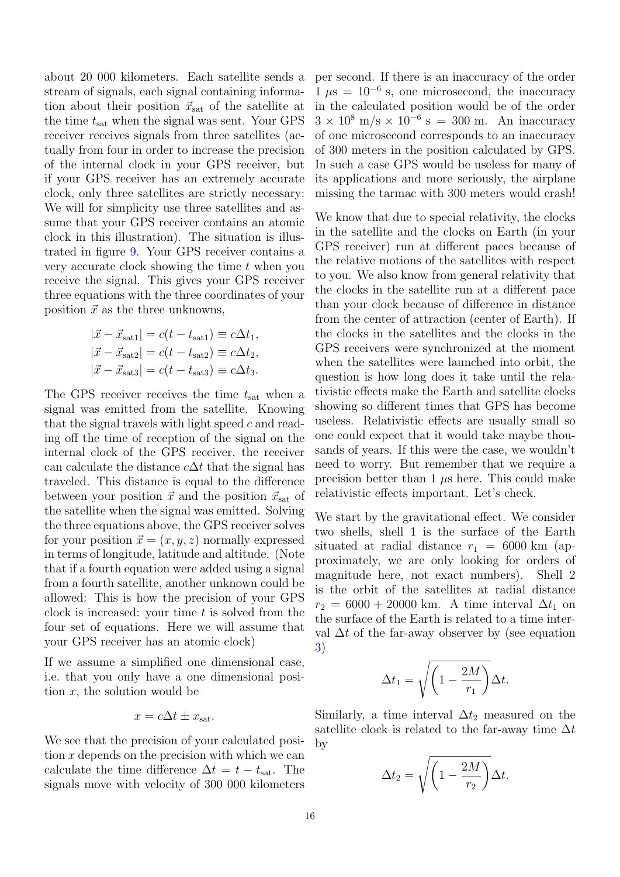about 20 000 kilometers. Each satellite sends a stream of signals, each signal containing information about their position $\vec{x}_{\rm sat}$ of the satellite at the time $t_{\rm sat}$ when the signal was sent. Your GPS receiver receives signals from three satellites (actually from four in order to increase the precision of the internal clock in your GPS receiver, but if your GPS receiver has an extremely accurate clock, only three satellites are strictly necessary: We will for simplicity use three satellites and assume that your GPS receiver contains an atomic clock in this illustration). The situation is illustrated in figure 9. Your GPS receiver contains a very accurate clock showing the time $t$ when you receive the signal. This gives your GPS receiver three equations with the three coordinates of your position $\vec{x}$ as the three unknowns,

$$
\begin{aligned}
|\vec{x} - \vec{x}_{\rm sat1}| &= c(t - t_{\rm sat1}) \equiv c\Delta t_1, \\
|\vec{x} - \vec{x}_{\rm sat2}| &= c(t - t_{\rm sat2}) \equiv c\Delta t_2, \\
|\vec{x} - \vec{x}_{\rm sat3}| &= c(t - t_{\rm sat3}) \equiv c\Delta t_3.
\end{aligned}
$$

The GPS receiver receives the time $t_{\rm sat}$ when a signal was emitted from the satellite. Knowing that the signal travels with light speed $c$ and reading off the time of reception of the signal on the internal clock of the GPS receiver, the receiver can calculate the distance $c\Delta t$ that the signal has traveled. This distance is equal to the difference between your position $\vec{x}$ and the position $\vec{x}_{\rm sat}$ of the satellite when the signal was emitted. Solving the three equations above, the GPS receiver solves for your position $\vec{x} = (x, y, z)$ normally expressed in terms of longitude, latitude and altitude. (Note that if a fourth equation were added using a signal from a fourth satellite, another unknown could be allowed: This is how the precision of your GPS clock is increased: your time $t$ is solved from the four set of equations. Here we will assume that your GPS receiver has an atomic clock)

If we assume a simplified one dimensional case, i.e. that you only have a one dimensional position $x$, the solution would be

$$
x = c\Delta t \pm x_{\rm sat}.
$$

We see that the precision of your calculated position $x$ depends on the precision with which we can calculate the time difference $\Delta t = t - t_{\rm sat}$. The signals move with velocity of 300 000 kilometers per second. If there is an inaccuracy of the order $1\ \mu{\rm s} = 10^{-6}$ s, one microsecond, the inaccuracy in the calculated position would be of the order $3 \times 10^8$ m/s $\times\ 10^{-6}$ s $= 300$ m. An inaccuracy of one microsecond corresponds to an inaccuracy of 300 meters in the position calculated by GPS. In such a case GPS would be useless for many of its applications and more seriously, the airplane missing the tarmac with 300 meters would crash!

We know that due to special relativity, the clocks in the satellite and the clocks on Earth (in your GPS receiver) run at different paces because of the relative motions of the satellites with respect to you. We also know from general relativity that the clocks in the satellite run at a different pace than your clock because of difference in distance from the center of attraction (center of Earth). If the clocks in the satellites and the clocks in the GPS receivers were synchronized at the moment when the satellites were launched into orbit, the question is how long does it take until the relativistic effects make the Earth and satellite clocks showing so different times that GPS has become useless. Relativistic effects are usually small so one could expect that it would take maybe thousands of years. If this were the case, we wouldn't need to worry. But remember that we require a precision better than 1 $\mu$s here. This could make relativistic effects important. Let's check.

We start by the gravitational effect. We consider two shells, shell 1 is the surface of the Earth situated at radial distance $r_1 = 6000$ km (approximately, we are only looking for orders of magnitude here, not exact numbers). Shell 2 is the orbit of the satellites at radial distance $r_2 = 6000 + 20000$ km. A time interval $\Delta t_1$ on the surface of the Earth is related to a time interval $\Delta t$ of the far-away observer by (see equation 3)

$$
\Delta t_1 = \sqrt{\left(1 - \frac{2M}{r_1}\right)}\Delta t.
$$

Similarly, a time interval $\Delta t_2$ measured on the satellite clock is related to the far-away time $\Delta t$ by

$$
\Delta t_2 = \sqrt{\left(1 - \frac{2M}{r_2}\right)}\Delta t.
$$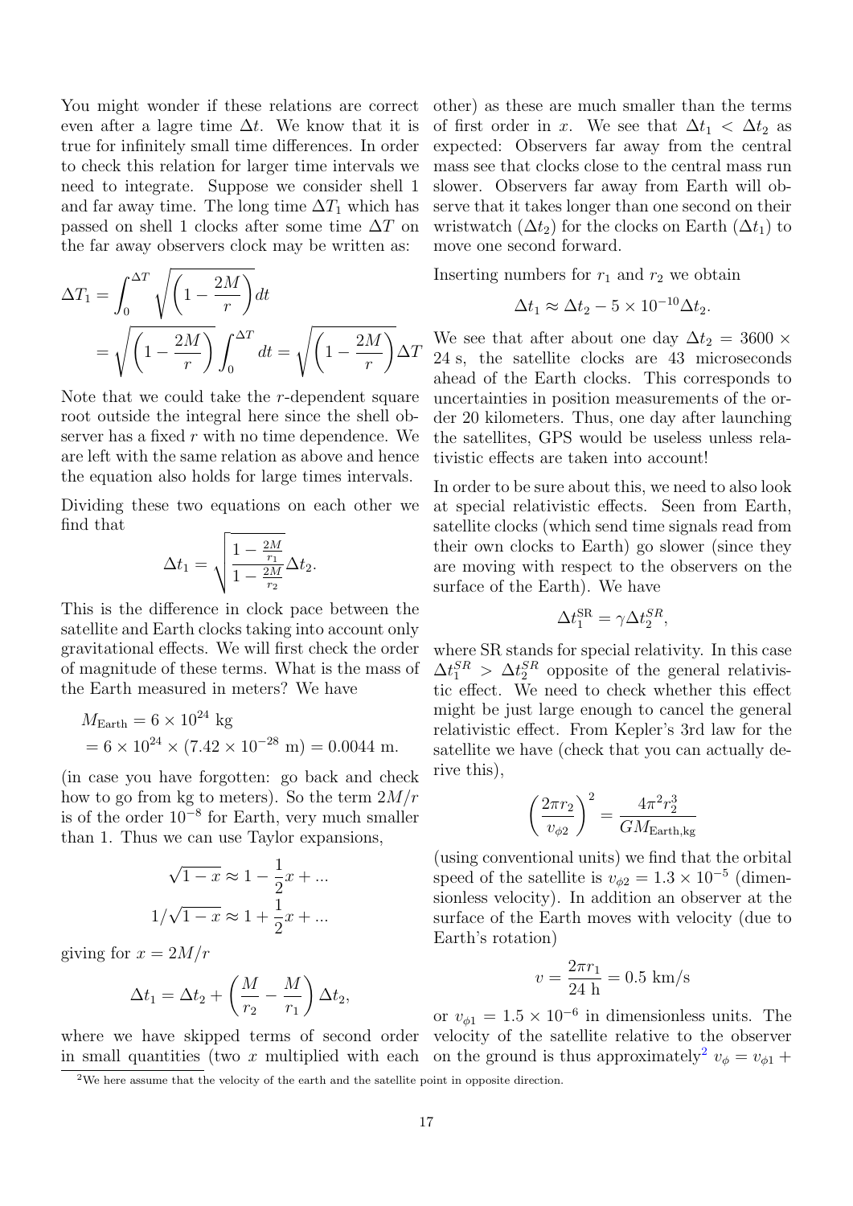You might wonder if these relations are correct even after a lagre time $\Delta t$. We know that it is true for infinitely small time differences. In order to check this relation for larger time intervals we need to integrate. Suppose we consider shell 1 and far away time. The long time $\Delta T_1$ which has passed on shell 1 clocks after some time $\Delta T$ on the far away observers clock may be written as:

$$
\begin{aligned}
\Delta T_1 &= \int_0^{\Delta T} \sqrt{\left(1 - \frac{2M}{r}\right)} dt \\
&= \sqrt{\left(1 - \frac{2M}{r}\right)} \int_0^{\Delta T} dt = \sqrt{\left(1 - \frac{2M}{r}\right)} \Delta T
\end{aligned}
$$

Note that we could take the $r$-dependent square root outside the integral here since the shell observer has a fixed $r$ with no time dependence. We are left with the same relation as above and hence the equation also holds for large times intervals.

Dividing these two equations on each other we find that

$$
\Delta t_1 = \sqrt{\frac{1 - \frac{2M}{r_1}}{1 - \frac{2M}{r_2}}} \Delta t_2.
$$

This is the difference in clock pace between the satellite and Earth clocks taking into account only gravitational effects. We will first check the order of magnitude of these terms. What is the mass of the Earth measured in meters? We have

$$
\begin{aligned}
M_{\text{Earth}} &= 6 \times 10^{24} \text{ kg} \\
&= 6 \times 10^{24} \times (7.42 \times 10^{-28} \text{ m}) = 0.0044 \text{ m}.
\end{aligned}
$$

(in case you have forgotten: go back and check how to go from kg to meters). So the term $2M/r$ is of the order $10^{-8}$ for Earth, very much smaller than 1. Thus we can use Taylor expansions,

$$
\sqrt{1-x} \approx 1 - \frac{1}{2}x + ...
$$

$$
1/\sqrt{1-x} \approx 1 + \frac{1}{2}x + ...
$$

giving for $x = 2M/r$

$$
\Delta t_1 = \Delta t_2 + \left(\frac{M}{r_2} - \frac{M}{r_1}\right) \Delta t_2,
$$

where we have skipped terms of second order in small quantities (two $x$ multiplied with each other) as these are much smaller than the terms of first order in $x$. We see that $\Delta t_1 < \Delta t_2$ as expected: Observers far away from the central mass see that clocks close to the central mass run slower. Observers far away from Earth will observe that it takes longer than one second on their wristwatch ($\Delta t_2$) for the clocks on Earth ($\Delta t_1$) to move one second forward.

Inserting numbers for $r_1$ and $r_2$ we obtain

$$
\Delta t_1 \approx \Delta t_2 - 5 \times 10^{-10} \Delta t_2.
$$

We see that after about one day $\Delta t_2 = 3600 \times 24$ s, the satellite clocks are 43 microseconds ahead of the Earth clocks. This corresponds to uncertainties in position measurements of the order 20 kilometers. Thus, one day after launching the satellites, GPS would be useless unless relativistic effects are taken into account!

In order to be sure about this, we need to also look at special relativistic effects. Seen from Earth, satellite clocks (which send time signals read from their own clocks to Earth) go slower (since they are moving with respect to the observers on the surface of the Earth). We have

$$
\Delta t_1^{\text{SR}} = \gamma \Delta t_2^{SR},
$$

where SR stands for special relativity. In this case $\Delta t_1^{SR} > \Delta t_2^{SR}$ opposite of the general relativistic effect. We need to check whether this effect might be just large enough to cancel the general relativistic effect. From Kepler's 3rd law for the satellite we have (check that you can actually derive this),

$$
\left(\frac{2\pi r_2}{v_{\phi 2}}\right)^2 = \frac{4\pi^2 r_2^3}{G M_{\text{Earth,kg}}}
$$

(using conventional units) we find that the orbital speed of the satellite is $v_{\phi 2} = 1.3 \times 10^{-5}$ (dimensionless velocity). In addition an observer at the surface of the Earth moves with velocity (due to Earth's rotation)

$$
v = \frac{2\pi r_1}{24 \text{ h}} = 0.5 \text{ km/s}
$$

or $v_{\phi 1} = 1.5 \times 10^{-6}$ in dimensionless units. The velocity of the satellite relative to the observer on the ground is thus approximately[2] $v_\phi = v_{\phi 1} +$

[2] We here assume that the velocity of the earth and the satellite point in opposite direction.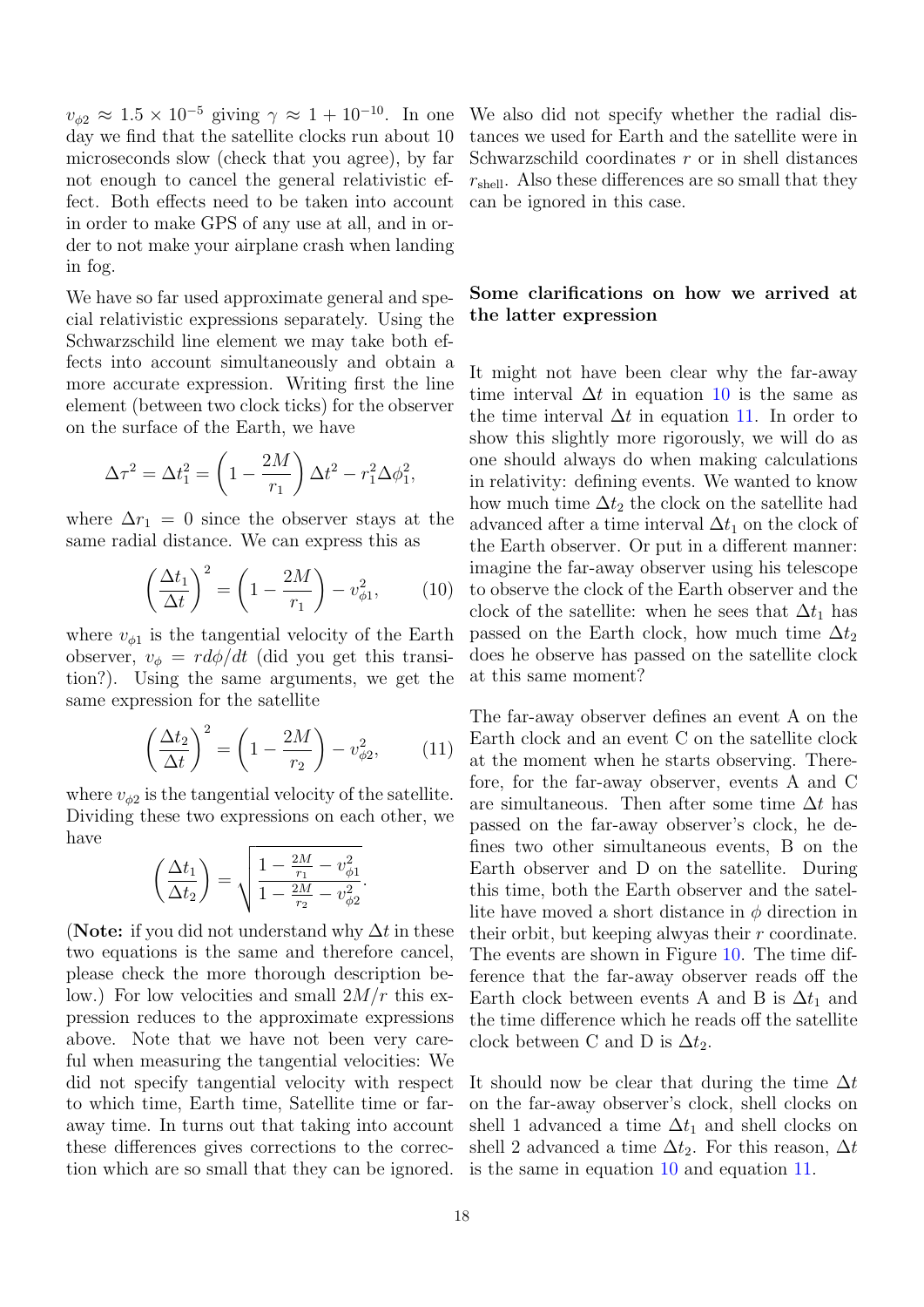$v_{\phi 2} \approx 1.5 \times 10^{-5}$ giving $\gamma \approx 1 + 10^{-10}$. In one day we find that the satellite clocks run about 10 microseconds slow (check that you agree), by far not enough to cancel the general relativistic effect. Both effects need to be taken into account in order to make GPS of any use at all, and in order to not make your airplane crash when landing in fog.

We have so far used approximate general and special relativistic expressions separately. Using the Schwarzschild line element we may take both effects into account simultaneously and obtain a more accurate expression. Writing first the line element (between two clock ticks) for the observer on the surface of the Earth, we have

$$\Delta\tau^2 = \Delta t_1^2 = \left(1 - \frac{2M}{r_1}\right)\Delta t^2 - r_1^2 \Delta\phi_1^2,$$

where $\Delta r_1 = 0$ since the observer stays at the same radial distance. We can express this as

$$\left(\frac{\Delta t_1}{\Delta t}\right)^2 = \left(1 - \frac{2M}{r_1}\right) - v_{\phi 1}^2, \qquad (10)$$

where $v_{\phi 1}$ is the tangential velocity of the Earth observer, $v_\phi = r d\phi/dt$ (did you get this transition?). Using the same arguments, we get the same expression for the satellite

$$\left(\frac{\Delta t_2}{\Delta t}\right)^2 = \left(1 - \frac{2M}{r_2}\right) - v_{\phi 2}^2, \qquad (11)$$

where $v_{\phi 2}$ is the tangential velocity of the satellite. Dividing these two expressions on each other, we have

$$\left(\frac{\Delta t_1}{\Delta t_2}\right) = \sqrt{\frac{1 - \frac{2M}{r_1} - v_{\phi 1}^2}{1 - \frac{2M}{r_2} - v_{\phi 2}^2}}.$$

(**Note:** if you did not understand why $\Delta t$ in these two equations is the same and therefore cancel, please check the more thorough description below.) For low velocities and small $2M/r$ this expression reduces to the approximate expressions above. Note that we have not been very careful when measuring the tangential velocities: We did not specify tangential velocity with respect to which time, Earth time, Satellite time or far-away time. In turns out that taking into account these differences gives corrections to the correction which are so small that they can be ignored. We also did not specify whether the radial distances we used for Earth and the satellite were in Schwarzschild coordinates $r$ or in shell distances $r_{\text{shell}}$. Also these differences are so small that they can be ignored in this case.

## Some clarifications on how we arrived at the latter expression

It might not have been clear why the far-away time interval $\Delta t$ in equation 10 is the same as the time interval $\Delta t$ in equation 11. In order to show this slightly more rigorously, we will do as one should always do when making calculations in relativity: defining events. We wanted to know how much time $\Delta t_2$ the clock on the satellite had advanced after a time interval $\Delta t_1$ on the clock of the Earth observer. Or put in a different manner: imagine the far-away observer using his telescope to observe the clock of the Earth observer and the clock of the satellite: when he sees that $\Delta t_1$ has passed on the Earth clock, how much time $\Delta t_2$ does he observe has passed on the satellite clock at this same moment?

The far-away observer defines an event A on the Earth clock and an event C on the satellite clock at the moment when he starts observing. Therefore, for the far-away observer, events A and C are simultaneous. Then after some time $\Delta t$ has passed on the far-away observer's clock, he defines two other simultaneous events, B on the Earth observer and D on the satellite. During this time, both the Earth observer and the satellite have moved a short distance in $\phi$ direction in their orbit, but keeping alwyas their $r$ coordinate. The events are shown in Figure 10. The time difference that the far-away observer reads off the Earth clock between events A and B is $\Delta t_1$ and the time difference which he reads off the satellite clock between C and D is $\Delta t_2$.

It should now be clear that during the time $\Delta t$ on the far-away observer's clock, shell clocks on shell 1 advanced a time $\Delta t_1$ and shell clocks on shell 2 advanced a time $\Delta t_2$. For this reason, $\Delta t$ is the same in equation 10 and equation 11.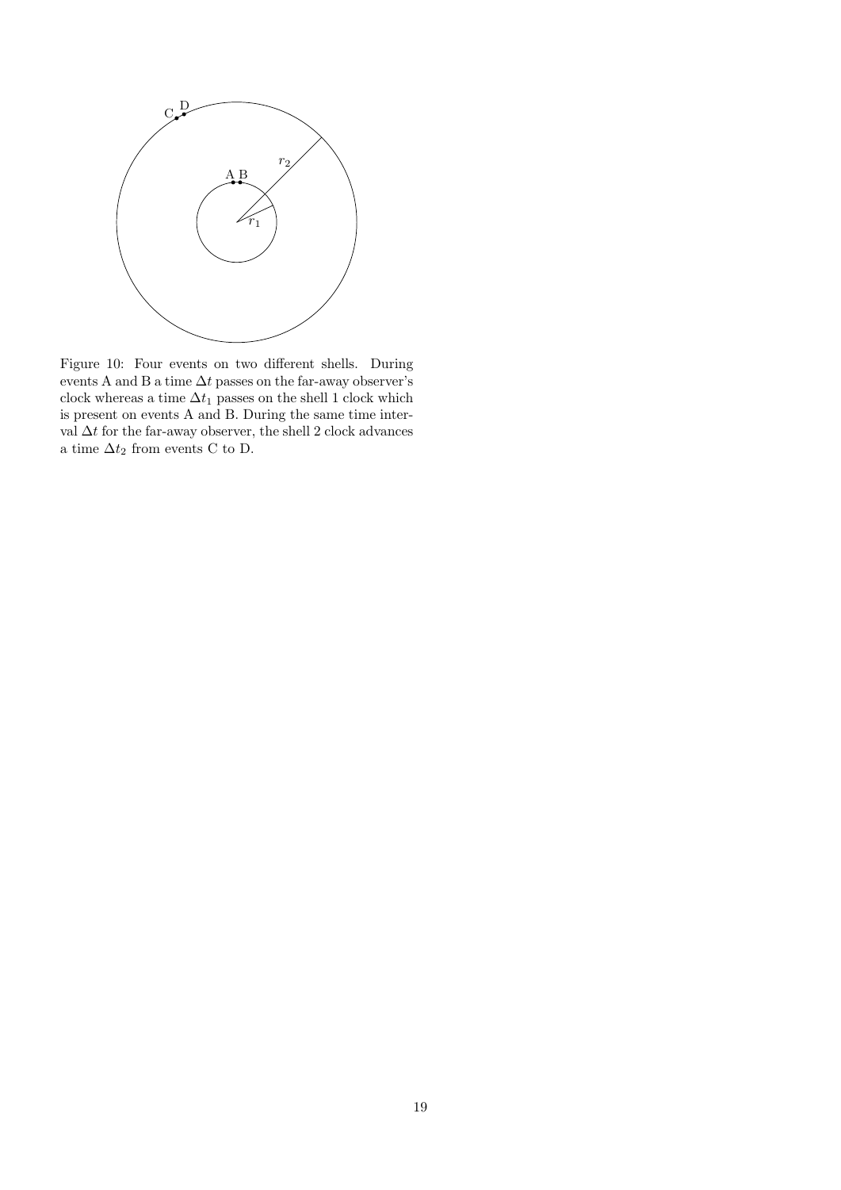Figure 10: Four events on two different shells. During events A and B a time $\Delta t$ passes on the far-away observer's clock whereas a time $\Delta t_1$ passes on the shell 1 clock which is present on events A and B. During the same time interval $\Delta t$ for the far-away observer, the shell 2 clock advances a time $\Delta t_2$ from events C to D.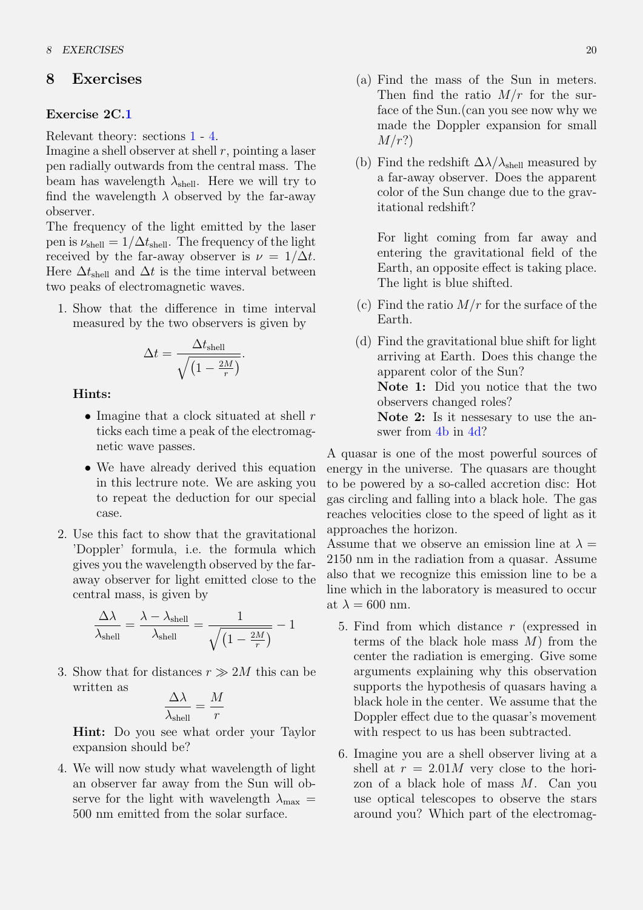# 8 Exercises

### Exercise 2C.1

Relevant theory: sections 1 - 4.
Imagine a shell observer at shell $r$, pointing a laser pen radially outwards from the central mass. The beam has wavelength $\lambda_{\text{shell}}$. Here we will try to find the wavelength $\lambda$ observed by the far-away observer.
The frequency of the light emitted by the laser pen is $\nu_{\text{shell}} = 1/\Delta t_{\text{shell}}$. The frequency of the light received by the far-away observer is $\nu = 1/\Delta t$. Here $\Delta t_{\text{shell}}$ and $\Delta t$ is the time interval between two peaks of electromagnetic waves.

1. Show that the difference in time interval measured by the two observers is given by

$$\Delta t = \frac{\Delta t_{\text{shell}}}{\sqrt{\left(1 - \frac{2M}{r}\right)}}.$$

   **Hints:**

   - Imagine that a clock situated at shell $r$ ticks each time a peak of the electromagnetic wave passes.
   - We have already derived this equation in this lectrure note. We are asking you to repeat the deduction for our special case.

2. Use this fact to show that the gravitational 'Doppler' formula, i.e. the formula which gives you the wavelength observed by the far-away observer for light emitted close to the central mass, is given by

$$\frac{\Delta \lambda}{\lambda_{\text{shell}}} = \frac{\lambda - \lambda_{\text{shell}}}{\lambda_{\text{shell}}} = \frac{1}{\sqrt{\left(1 - \frac{2M}{r}\right)}} - 1$$

3. Show that for distances $r \gg 2M$ this can be written as

$$\frac{\Delta \lambda}{\lambda_{\text{shell}}} = \frac{M}{r}$$

   **Hint:** Do you see what order your Taylor expansion should be?

4. We will now study what wavelength of light an observer far away from the Sun will observe for the light with wavelength $\lambda_{\max} = 500$ nm emitted from the solar surface.

   (a) Find the mass of the Sun in meters. Then find the ratio $M/r$ for the surface of the Sun.(can you see now why we made the Doppler expansion for small $M/r$?)

   (b) Find the redshift $\Delta\lambda/\lambda_{\text{shell}}$ measured by a far-away observer. Does the apparent color of the Sun change due to the gravitational redshift?

   For light coming from far away and entering the gravitational field of the Earth, an opposite effect is taking place. The light is blue shifted.

   (c) Find the ratio $M/r$ for the surface of the Earth.

   (d) Find the gravitational blue shift for light arriving at Earth. Does this change the apparent color of the Sun?
   **Note 1:** Did you notice that the two observers changed roles?
   **Note 2:** Is it nessesary to use the answer from 4b in 4d?

A quasar is one of the most powerful sources of energy in the universe. The quasars are thought to be powered by a so-called accretion disc: Hot gas circling and falling into a black hole. The gas reaches velocities close to the speed of light as it approaches the horizon.
Assume that we observe an emission line at $\lambda = 2150$ nm in the radiation from a quasar. Assume also that we recognize this emission line to be a line which in the laboratory is measured to occur at $\lambda = 600$ nm.

5. Find from which distance $r$ (expressed in terms of the black hole mass $M$) from the center the radiation is emerging. Give some arguments explaining why this observation supports the hypothesis of quasars having a black hole in the center. We assume that the Doppler effect due to the quasar's movement with respect to us has been subtracted.

6. Imagine you are a shell observer living at a shell at $r = 2.01M$ very close to the horizon of a black hole of mass $M$. Can you use optical telescopes to observe the stars around you? Which part of the electromag-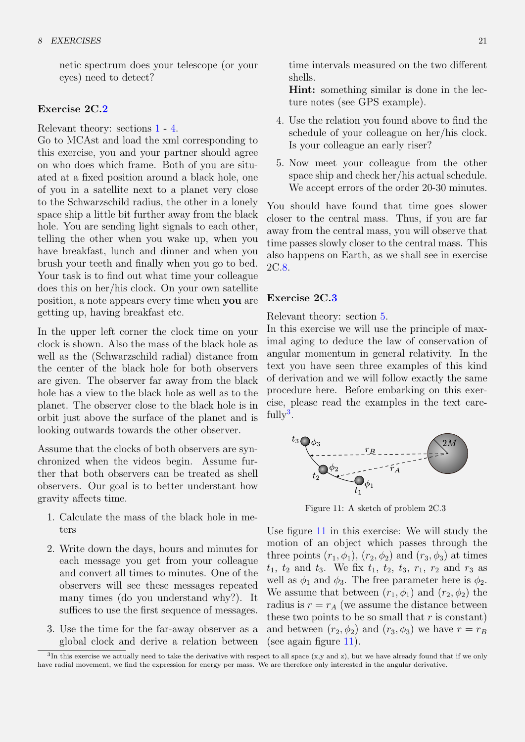netic spectrum does your telescope (or your eyes) need to detect?

### Exercise 2C.2

Relevant theory: sections 1 - 4.
Go to MCAst and load the xml corresponding to this exercise, you and your partner should agree on who does which frame. Both of you are situated at a fixed position around a black hole, one of you in a satellite next to a planet very close to the Schwarzschild radius, the other in a lonely space ship a little bit further away from the black hole. You are sending light signals to each other, telling the other when you wake up, when you have breakfast, lunch and dinner and when you brush your teeth and finally when you go to bed. Your task is to find out what time your colleague does this on her/his clock. On your own satellite position, a note appears every time when **you** are getting up, having breakfast etc.

In the upper left corner the clock time on your clock is shown. Also the mass of the black hole as well as the (Schwarzschild radial) distance from the center of the black hole for both observers are given. The observer far away from the black hole has a view to the black hole as well as to the planet. The observer close to the black hole is in orbit just above the surface of the planet and is looking outwards towards the other observer.

Assume that the clocks of both observers are synchronized when the videos begin. Assume further that both observers can be treated as shell observers. Our goal is to better understand how gravity affects time.

1. Calculate the mass of the black hole in meters
2. Write down the days, hours and minutes for each message you get from your colleague and convert all times to minutes. One of the observers will see these messages repeated many times (do you understand why?). It suffices to use the first sequence of messages.
3. Use the time for the far-away observer as a global clock and derive a relation between time intervals measured on the two different shells.
   **Hint:** something similar is done in the lecture notes (see GPS example).
4. Use the relation you found above to find the schedule of your colleague on her/his clock. Is your colleague an early riser?
5. Now meet your colleague from the other space ship and check her/his actual schedule. We accept errors of the order 20-30 minutes.

You should have found that time goes slower closer to the central mass. Thus, if you are far away from the central mass, you will observe that time passes slowly closer to the central mass. This also happens on Earth, as we shall see in exercise 2C.8.

### Exercise 2C.3

Relevant theory: section 5.
In this exercise we will use the principle of maximal aging to deduce the law of conservation of angular momentum in general relativity. In the text you have seen three examples of this kind of derivation and we will follow exactly the same procedure here. Before embarking on this exercise, please read the examples in the text carefully[3].

Figure 11: A sketch of problem 2C.3

Use figure 11 in this exercise: We will study the motion of an object which passes through the three points $(r_1, \phi_1)$, $(r_2, \phi_2)$ and $(r_3, \phi_3)$ at times $t_1$, $t_2$ and $t_3$. We fix $t_1$, $t_2$, $t_3$, $r_1$, $r_2$ and $r_3$ as well as $\phi_1$ and $\phi_3$. The free parameter here is $\phi_2$. We assume that between $(r_1, \phi_1)$ and $(r_2, \phi_2)$ the radius is $r = r_A$ (we assume the distance between these two points to be so small that $r$ is constant) and between $(r_2, \phi_2)$ and $(r_3, \phi_3)$ we have $r = r_B$ (see again figure 11).

[3] In this exercise we actually need to take the derivative with respect to all space (x,y and z), but we have already found that if we only have radial movement, we find the expression for energy per mass. We are therefore only interested in the angular derivative.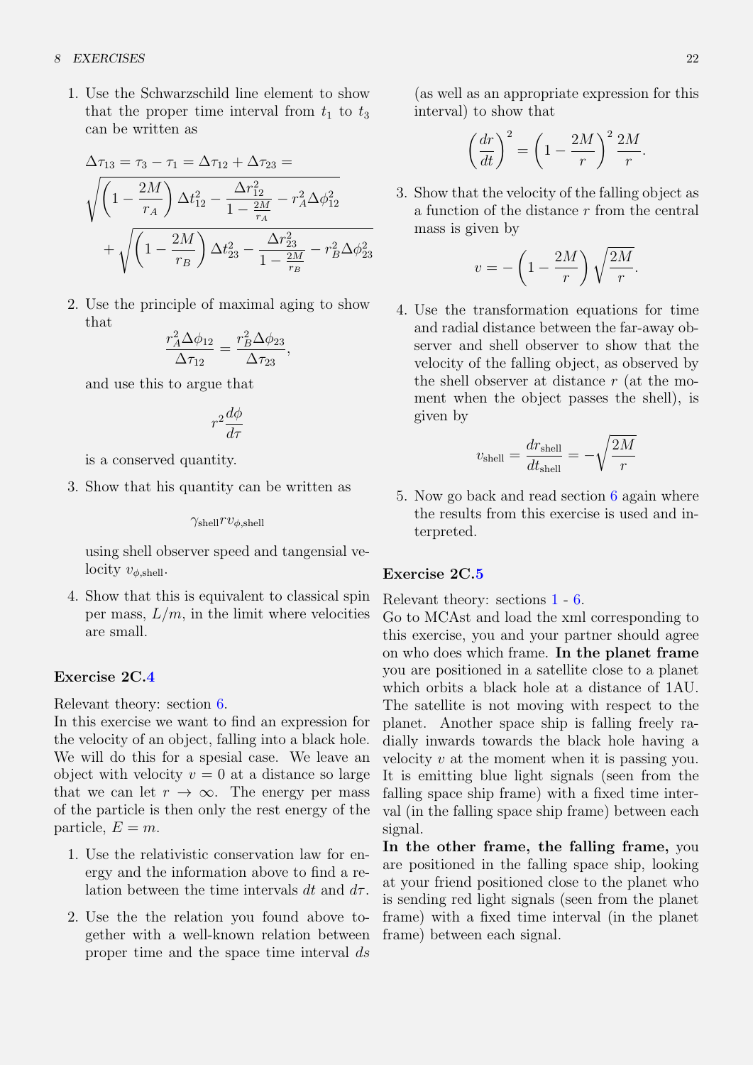1. Use the Schwarzschild line element to show that the proper time interval from $t_1$ to $t_3$ can be written as

$$\Delta\tau_{13} = \tau_3 - \tau_1 = \Delta\tau_{12} + \Delta\tau_{23} = \sqrt{\left(1-\frac{2M}{r_A}\right)\Delta t_{12}^2 - \frac{\Delta r_{12}^2}{1-\frac{2M}{r_A}} - r_A^2\Delta\phi_{12}^2} + \sqrt{\left(1-\frac{2M}{r_B}\right)\Delta t_{23}^2 - \frac{\Delta r_{23}^2}{1-\frac{2M}{r_B}} - r_B^2\Delta\phi_{23}^2}$$

2. Use the principle of maximal aging to show that

$$\frac{r_A^2\Delta\phi_{12}}{\Delta\tau_{12}} = \frac{r_B^2\Delta\phi_{23}}{\Delta\tau_{23}},$$

and use this to argue that

$$r^2\frac{d\phi}{d\tau}$$

is a conserved quantity.

3. Show that his quantity can be written as

$$\gamma_{\text{shell}} r v_{\phi,\text{shell}}$$

using shell observer speed and tangensial velocity $v_{\phi,\text{shell}}$.

4. Show that this is equivalent to classical spin per mass, $L/m$, in the limit where velocities are small.

### Exercise 2C.4

Relevant theory: section 6.
In this exercise we want to find an expression for the velocity of an object, falling into a black hole. We will do this for a spesial case. We leave an object with velocity $v = 0$ at a distance so large that we can let $r \to \infty$. The energy per mass of the particle is then only the rest energy of the particle, $E = m$.

1. Use the relativistic conservation law for energy and the information above to find a relation between the time intervals $dt$ and $d\tau$.

2. Use the the relation you found above together with a well-known relation between proper time and the space time interval $ds$ (as well as an appropriate expression for this interval) to show that

$$\left(\frac{dr}{dt}\right)^2 = \left(1-\frac{2M}{r}\right)^2\frac{2M}{r}.$$

3. Show that the velocity of the falling object as a function of the distance $r$ from the central mass is given by

$$v = -\left(1-\frac{2M}{r}\right)\sqrt{\frac{2M}{r}}.$$

4. Use the transformation equations for time and radial distance between the far-away observer and shell observer to show that the velocity of the falling object, as observed by the shell observer at distance $r$ (at the moment when the object passes the shell), is given by

$$v_{\text{shell}} = \frac{dr_{\text{shell}}}{dt_{\text{shell}}} = -\sqrt{\frac{2M}{r}}$$

5. Now go back and read section 6 again where the results from this exercise is used and interpreted.

### Exercise 2C.5

Relevant theory: sections 1 - 6.
Go to MCAst and load the xml corresponding to this exercise, you and your partner should agree on who does which frame. **In the planet frame** you are positioned in a satellite close to a planet which orbits a black hole at a distance of 1AU. The satellite is not moving with respect to the planet. Another space ship is falling freely radially inwards towards the black hole having a velocity $v$ at the moment when it is passing you. It is emitting blue light signals (seen from the falling space ship frame) with a fixed time interval (in the falling space ship frame) between each signal.
**In the other frame, the falling frame,** you are positioned in the falling space ship, looking at your friend positioned close to the planet who is sending red light signals (seen from the planet frame) with a fixed time interval (in the planet frame) between each signal.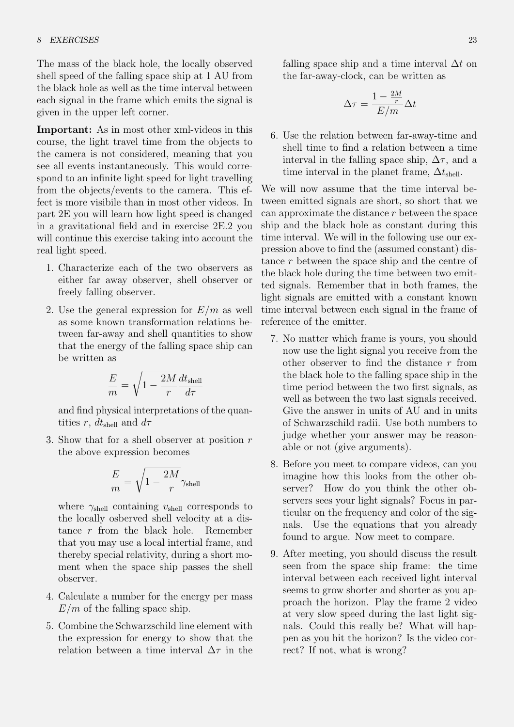The mass of the black hole, the locally observed shell speed of the falling space ship at 1 AU from the black hole as well as the time interval between each signal in the frame which emits the signal is given in the upper left corner.

**Important:** As in most other xml-videos in this course, the light travel time from the objects to the camera is not considered, meaning that you see all events instantaneously. This would correspond to an infinite light speed for light travelling from the objects/events to the camera. This effect is more visibile than in most other videos. In part 2E you will learn how light speed is changed in a gravitational field and in exercise 2E.2 you will continue this exercise taking into account the real light speed.

1. Characterize each of the two observers as either far away observer, shell observer or freely falling observer.

2. Use the general expression for $E/m$ as well as some known transformation relations between far-away and shell quantities to show that the energy of the falling space ship can be written as

$$\frac{E}{m} = \sqrt{1 - \frac{2M}{r}} \frac{dt_{\rm shell}}{d\tau}$$

and find physical interpretations of the quantities $r$, $dt_{\rm shell}$ and $d\tau$

3. Show that for a shell observer at position $r$ the above expression becomes

$$\frac{E}{m} = \sqrt{1 - \frac{2M}{r}} \gamma_{\rm shell}$$

where $\gamma_{\rm shell}$ containing $v_{\rm shell}$ corresponds to the locally osberved shell velocity at a distance $r$ from the black hole. Remember that you may use a local intertial frame, and thereby special relativity, during a short moment when the space ship passes the shell observer.

4. Calculate a number for the energy per mass $E/m$ of the falling space ship.

5. Combine the Schwarzschild line element with the expression for energy to show that the relation between a time interval $\Delta\tau$ in the falling space ship and a time interval $\Delta t$ on the far-away-clock, can be written as

$$\Delta\tau = \frac{1 - \frac{2M}{r}}{E/m} \Delta t$$

6. Use the relation between far-away-time and shell time to find a relation between a time interval in the falling space ship, $\Delta\tau$, and a time interval in the planet frame, $\Delta t_{\rm shell}$.

We will now assume that the time interval between emitted signals are short, so short that we can approximate the distance $r$ between the space ship and the black hole as constant during this time interval. We will in the following use our expression above to find the (assumed constant) distance $r$ between the space ship and the centre of the black hole during the time between two emitted signals. Remember that in both frames, the light signals are emitted with a constant known time interval between each signal in the frame of reference of the emitter.

7. No matter which frame is yours, you should now use the light signal you receive from the other observer to find the distance $r$ from the black hole to the falling space ship in the time period between the two first signals, as well as between the two last signals received. Give the answer in units of AU and in units of Schwarzschild radii. Use both numbers to judge whether your answer may be reasonable or not (give arguments).

8. Before you meet to compare videos, can you imagine how this looks from the other observer? How do you think the other observers sees your light signals? Focus in particular on the frequency and color of the signals. Use the equations that you already found to argue. Now meet to compare.

9. After meeting, you should discuss the result seen from the space ship frame: the time interval between each received light interval seems to grow shorter and shorter as you approach the horizon. Play the frame 2 video at very slow speed during the last light signals. Could this really be? What will happen as you hit the horizon? Is the video correct? If not, what is wrong?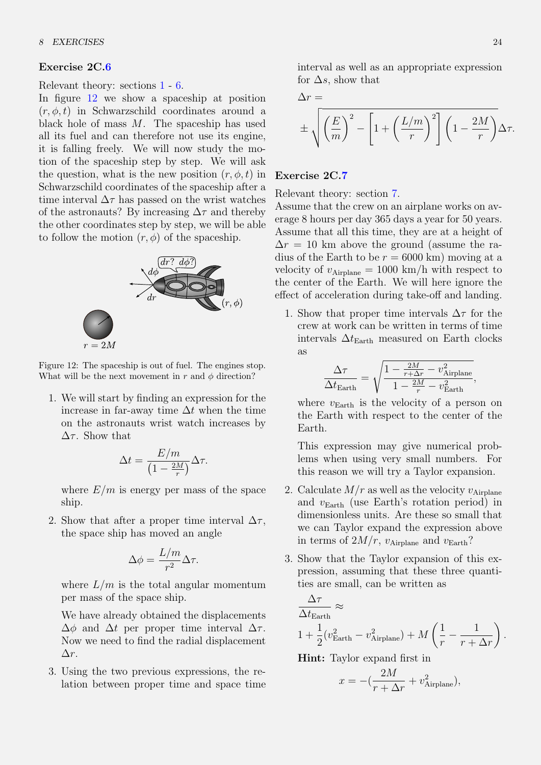### Exercise 2C.6

Relevant theory: sections 1 - 6.

In figure 12 we show a spaceship at position $(r, \phi, t)$ in Schwarzschild coordinates around a black hole of mass $M$. The spaceship has used all its fuel and can therefore not use its engine, it is falling freely. We will now study the motion of the spaceship step by step. We will ask the question, what is the new position $(r, \phi, t)$ in Schwarzschild coordinates of the spaceship after a time interval $\Delta\tau$ has passed on the wrist watches of the astronauts? By increasing $\Delta\tau$ and thereby the other coordinates step by step, we will be able to follow the motion $(r, \phi)$ of the spaceship.

Figure 12: The spaceship is out of fuel. The engines stop. What will be the next movement in $r$ and $\phi$ direction?

1. We will start by finding an expression for the increase in far-away time $\Delta t$ when the time on the astronauts wrist watch increases by $\Delta\tau$. Show that

$$\Delta t = \frac{E/m}{\left(1 - \frac{2M}{r}\right)}\Delta\tau.$$

where $E/m$ is energy per mass of the space ship.

2. Show that after a proper time interval $\Delta\tau$, the space ship has moved an angle

$$\Delta\phi = \frac{L/m}{r^2}\Delta\tau.$$

where $L/m$ is the total angular momentum per mass of the space ship.

We have already obtained the displacements $\Delta\phi$ and $\Delta t$ per proper time interval $\Delta\tau$. Now we need to find the radial displacement $\Delta r$.

3. Using the two previous expressions, the relation between proper time and space time interval as well as an appropriate expression for $\Delta s$, show that

$$\Delta r = \pm\sqrt{\left(\frac{E}{m}\right)^2 - \left[1 + \left(\frac{L/m}{r}\right)^2\right]\left(1 - \frac{2M}{r}\right)}\Delta\tau.$$

### Exercise 2C.7

Relevant theory: section 7.

Assume that the crew on an airplane works on average 8 hours per day 365 days a year for 50 years. Assume that all this time, they are at a height of $\Delta r = 10$ km above the ground (assume the radius of the Earth to be $r = 6000$ km) moving at a velocity of $v_{\text{Airplane}} = 1000$ km/h with respect to the center of the Earth. We will here ignore the effect of acceleration during take-off and landing.

1. Show that proper time intervals $\Delta\tau$ for the crew at work can be written in terms of time intervals $\Delta t_{\text{Earth}}$ measured on Earth clocks as

$$\frac{\Delta\tau}{\Delta t_{\text{Earth}}} = \sqrt{\frac{1 - \frac{2M}{r+\Delta r} - v_{\text{Airplane}}^2}{1 - \frac{2M}{r} - v_{\text{Earth}}^2}},$$

where $v_{\text{Earth}}$ is the velocity of a person on the Earth with respect to the center of the Earth.

This expression may give numerical problems when using very small numbers. For this reason we will try a Taylor expansion.

2. Calculate $M/r$ as well as the velocity $v_{\text{Airplane}}$ and $v_{\text{Earth}}$ (use Earth's rotation period) in dimensionless units. Are these so small that we can Taylor expand the expression above in terms of $2M/r$, $v_{\text{Airplane}}$ and $v_{\text{Earth}}$?

3. Show that the Taylor expansion of this expression, assuming that these three quantities are small, can be written as

$$\frac{\Delta\tau}{\Delta t_{\text{Earth}}} \approx 1 + \frac{1}{2}(v_{\text{Earth}}^2 - v_{\text{Airplane}}^2) + M\left(\frac{1}{r} - \frac{1}{r+\Delta r}\right).$$

**Hint:** Taylor expand first in

$$x = -\left(\frac{2M}{r+\Delta r} + v_{\text{Airplane}}^2\right),$$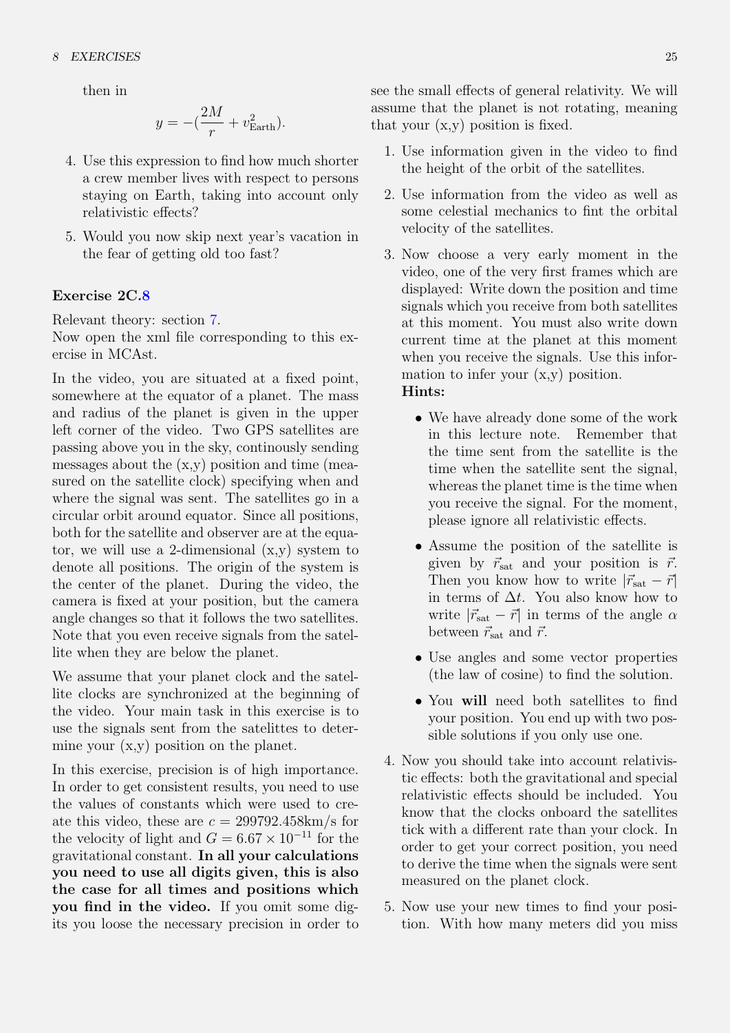then in

$$y = -(\frac{2M}{r} + v_{\text{Earth}}^2).$$

4. Use this expression to find how much shorter a crew member lives with respect to persons staying on Earth, taking into account only relativistic effects?
5. Would you now skip next year's vacation in the fear of getting old too fast?

**Exercise 2C.8**

Relevant theory: section 7.
Now open the xml file corresponding to this exercise in MCAst.

In the video, you are situated at a fixed point, somewhere at the equator of a planet. The mass and radius of the planet is given in the upper left corner of the video. Two GPS satellites are passing above you in the sky, continously sending messages about the (x,y) position and time (measured on the satellite clock) specifying when and where the signal was sent. The satellites go in a circular orbit around equator. Since all positions, both for the satellite and observer are at the equator, we will use a 2-dimensional (x,y) system to denote all positions. The origin of the system is the center of the planet. During the video, the camera is fixed at your position, but the camera angle changes so that it follows the two satellites. Note that you even receive signals from the satellite when they are below the planet.

We assume that your planet clock and the satellite clocks are synchronized at the beginning of the video. Your main task in this exercise is to use the signals sent from the satelittes to determine your (x,y) position on the planet.

In this exercise, precision is of high importance. In order to get consistent results, you need to use the values of constants which were used to create this video, these are $c = 299792.458$km/s for the velocity of light and $G = 6.67 \times 10^{-11}$ for the gravitational constant. **In all your calculations you need to use all digits given, this is also the case for all times and positions which you find in the video.** If you omit some digits you loose the necessary precision in order to see the small effects of general relativity. We will assume that the planet is not rotating, meaning that your (x,y) position is fixed.

1. Use information given in the video to find the height of the orbit of the satellites.
2. Use information from the video as well as some celestial mechanics to fint the orbital velocity of the satellites.
3. Now choose a very early moment in the video, one of the very first frames which are displayed: Write down the position and time signals which you receive from both satellites at this moment. You must also write down current time at the planet at this moment when you receive the signals. Use this information to infer your (x,y) position.
   **Hints:**
   - We have already done some of the work in this lecture note. Remember that the time sent from the satellite is the time when the satellite sent the signal, whereas the planet time is the time when you receive the signal. For the moment, please ignore all relativistic effects.
   - Assume the position of the satellite is given by $\vec{r}_{\text{sat}}$ and your position is $\vec{r}$. Then you know how to write $|\vec{r}_{\text{sat}} - \vec{r}|$ in terms of $\Delta t$. You also know how to write $|\vec{r}_{\text{sat}} - \vec{r}|$ in terms of the angle $\alpha$ between $\vec{r}_{\text{sat}}$ and $\vec{r}$.
   - Use angles and some vector properties (the law of cosine) to find the solution.
   - You **will** need both satellites to find your position. You end up with two possible solutions if you only use one.
4. Now you should take into account relativistic effects: both the gravitational and special relativistic effects should be included. You know that the clocks onboard the satellites tick with a different rate than your clock. In order to get your correct position, you need to derive the time when the signals were sent measured on the planet clock.
5. Now use your new times to find your position. With how many meters did you miss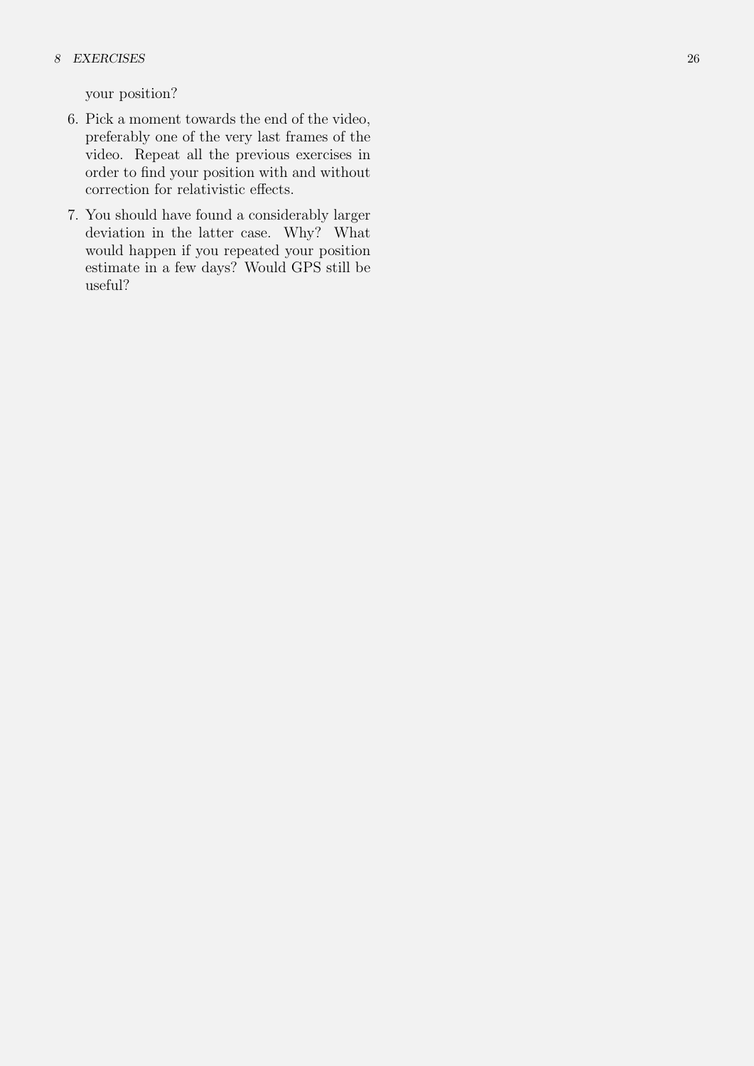your position?

6. Pick a moment towards the end of the video, preferably one of the very last frames of the video. Repeat all the previous exercises in order to find your position with and without correction for relativistic effects.

7. You should have found a considerably larger deviation in the latter case. Why? What would happen if you repeated your position estimate in a few days? Would GPS still be useful?